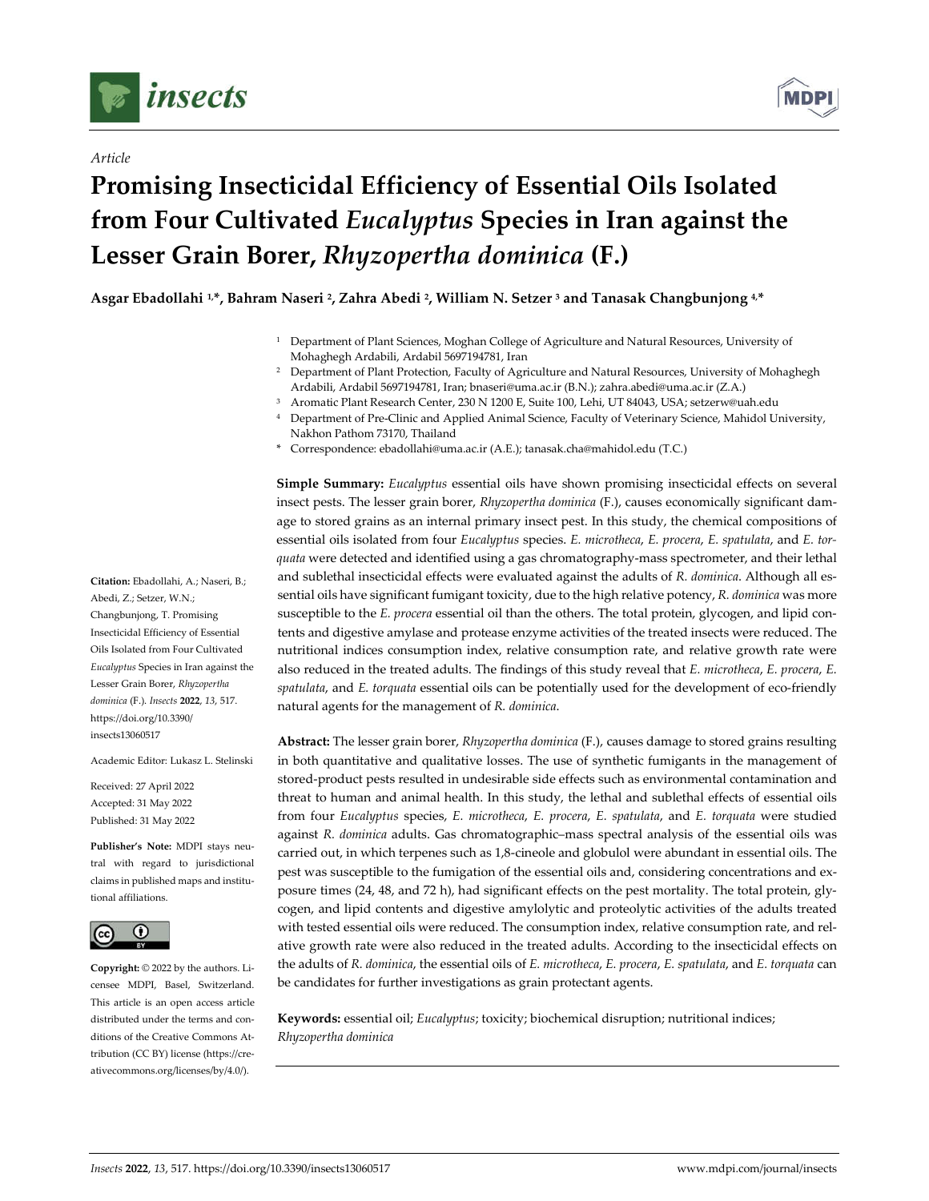*Article*

# Promising Insecticidal Efficiency of Essential Oils Isolated from Four Cultivated *Eucalyptus* Species in Iran against the Lesser Grain Borer, *Rhyzopertha dominica* (F.)

**Asgar Ebadollahi [1,\*], Bahram Naseri [2], Zahra Abedi [2], William N. Setzer [3] and Tanasak Changbunjong [4,\*]**

[1] Department of Plant Sciences, Moghan College of Agriculture and Natural Resources, University of Mohaghegh Ardabili, Ardabil 5697194781, Iran

[2] Department of Plant Protection, Faculty of Agriculture and Natural Resources, University of Mohaghegh Ardabili, Ardabil 5697194781, Iran; bnaseri@uma.ac.ir (B.N.); zahra.abedi@uma.ac.ir (Z.A.)

[3] Aromatic Plant Research Center, 230 N 1200 E, Suite 100, Lehi, UT 84043, USA; setzerw@uah.edu

[4] Department of Pre-Clinic and Applied Animal Science, Faculty of Veterinary Science, Mahidol University, Nakhon Pathom 73170, Thailand

\* Correspondence: ebadollahi@uma.ac.ir (A.E.); tanasak.cha@mahidol.edu (T.C.)

**Citation:** Ebadollahi, A.; Naseri, B.; Abedi, Z.; Setzer, W.N.; Changbunjong, T. Promising Insecticidal Efficiency of Essential Oils Isolated from Four Cultivated *Eucalyptus* Species in Iran against the Lesser Grain Borer, *Rhyzopertha dominica* (F.). *Insects* **2022**, *13*, 517. https://doi.org/10.3390/insects13060517

Academic Editor: Lukasz L. Stelinski

Received: 27 April 2022
Accepted: 31 May 2022
Published: 31 May 2022

**Publisher's Note:** MDPI stays neutral with regard to jurisdictional claims in published maps and institutional affiliations.

**Copyright:** © 2022 by the authors. Licensee MDPI, Basel, Switzerland. This article is an open access article distributed under the terms and conditions of the Creative Commons Attribution (CC BY) license (https://creativecommons.org/licenses/by/4.0/).

**Simple Summary:** *Eucalyptus* essential oils have shown promising insecticidal effects on several insect pests. The lesser grain borer, *Rhyzopertha dominica* (F.), causes economically significant damage to stored grains as an internal primary insect pest. In this study, the chemical compositions of essential oils isolated from four *Eucalyptus* species. *E. microtheca*, *E. procera*, *E. spatulata*, and *E. torquata* were detected and identified using a gas chromatography-mass spectrometer, and their lethal and sublethal insecticidal effects were evaluated against the adults of *R. dominica*. Although all essential oils have significant fumigant toxicity, due to the high relative potency, *R. dominica* was more susceptible to the *E. procera* essential oil than the others. The total protein, glycogen, and lipid contents and digestive amylase and protease enzyme activities of the treated insects were reduced. The nutritional indices consumption index, relative consumption rate, and relative growth rate were also reduced in the treated adults. The findings of this study reveal that *E. microtheca*, *E. procera*, *E. spatulata*, and *E. torquata* essential oils can be potentially used for the development of eco-friendly natural agents for the management of *R. dominica*.

**Abstract:** The lesser grain borer, *Rhyzopertha dominica* (F.), causes damage to stored grains resulting in both quantitative and qualitative losses. The use of synthetic fumigants in the management of stored-product pests resulted in undesirable side effects such as environmental contamination and threat to human and animal health. In this study, the lethal and sublethal effects of essential oils from four *Eucalyptus* species, *E. microtheca*, *E. procera*, *E. spatulata*, and *E. torquata* were studied against *R. dominica* adults. Gas chromatographic–mass spectral analysis of the essential oils was carried out, in which terpenes such as 1,8-cineole and globulol were abundant in essential oils. The pest was susceptible to the fumigation of the essential oils and, considering concentrations and exposure times (24, 48, and 72 h), had significant effects on the pest mortality. The total protein, glycogen, and lipid contents and digestive amylolytic and proteolytic activities of the adults treated with tested essential oils were reduced. The consumption index, relative consumption rate, and relative growth rate were also reduced in the treated adults. According to the insecticidal effects on the adults of *R. dominica*, the essential oils of *E. microtheca*, *E. procera*, *E. spatulata*, and *E. torquata* can be candidates for further investigations as grain protectant agents.

**Keywords:** essential oil; *Eucalyptus*; toxicity; biochemical disruption; nutritional indices; *Rhyzopertha dominica*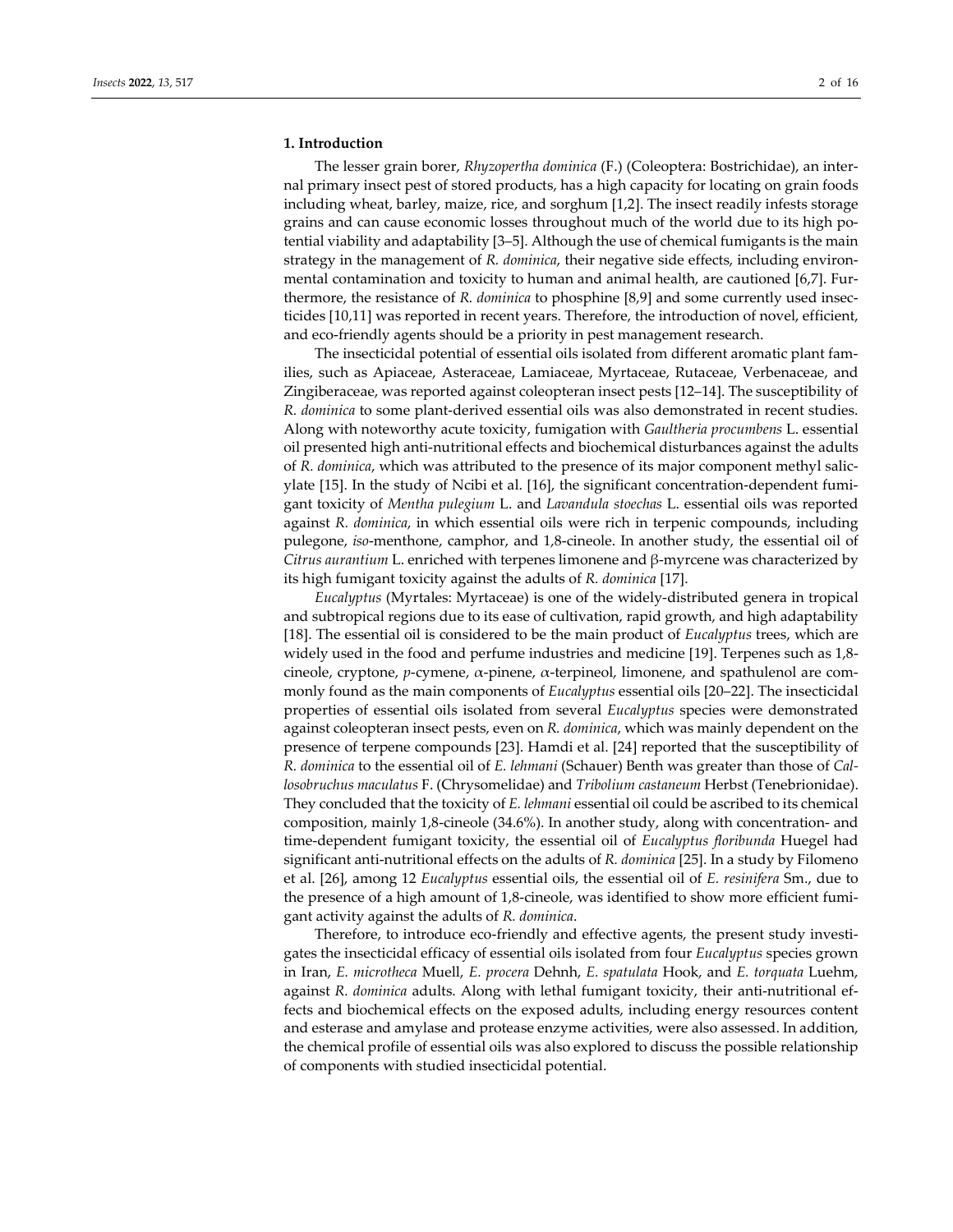## 1. Introduction

The lesser grain borer, *Rhyzopertha dominica* (F.) (Coleoptera: Bostrichidae), an internal primary insect pest of stored products, has a high capacity for locating on grain foods including wheat, barley, maize, rice, and sorghum [1,2]. The insect readily infests storage grains and can cause economic losses throughout much of the world due to its high potential viability and adaptability [3–5]. Although the use of chemical fumigants is the main strategy in the management of *R. dominica*, their negative side effects, including environmental contamination and toxicity to human and animal health, are cautioned [6,7]. Furthermore, the resistance of *R. dominica* to phosphine [8,9] and some currently used insecticides [10,11] was reported in recent years. Therefore, the introduction of novel, efficient, and eco-friendly agents should be a priority in pest management research.

The insecticidal potential of essential oils isolated from different aromatic plant families, such as Apiaceae, Asteraceae, Lamiaceae, Myrtaceae, Rutaceae, Verbenaceae, and Zingiberaceae, was reported against coleopteran insect pests [12–14]. The susceptibility of *R. dominica* to some plant-derived essential oils was also demonstrated in recent studies. Along with noteworthy acute toxicity, fumigation with *Gaultheria procumbens* L. essential oil presented high anti-nutritional effects and biochemical disturbances against the adults of *R. dominica*, which was attributed to the presence of its major component methyl salicylate [15]. In the study of Ncibi et al. [16], the significant concentration-dependent fumigant toxicity of *Mentha pulegium* L. and *Lavandula stoechas* L. essential oils was reported against *R. dominica*, in which essential oils were rich in terpenic compounds, including pulegone, *iso*-menthone, camphor, and 1,8-cineole. In another study, the essential oil of *Citrus aurantium* L. enriched with terpenes limonene and β-myrcene was characterized by its high fumigant toxicity against the adults of *R. dominica* [17].

*Eucalyptus* (Myrtales: Myrtaceae) is one of the widely-distributed genera in tropical and subtropical regions due to its ease of cultivation, rapid growth, and high adaptability [18]. The essential oil is considered to be the main product of *Eucalyptus* trees, which are widely used in the food and perfume industries and medicine [19]. Terpenes such as 1,8-cineole, cryptone, *p*-cymene, α-pinene, α-terpineol, limonene, and spathulenol are commonly found as the main components of *Eucalyptus* essential oils [20–22]. The insecticidal properties of essential oils isolated from several *Eucalyptus* species were demonstrated against coleopteran insect pests, even on *R. dominica*, which was mainly dependent on the presence of terpene compounds [23]. Hamdi et al. [24] reported that the susceptibility of *R. dominica* to the essential oil of *E. lehmani* (Schauer) Benth was greater than those of *Callosobruchus maculatus* F. (Chrysomelidae) and *Tribolium castaneum* Herbst (Tenebrionidae). They concluded that the toxicity of *E. lehmani* essential oil could be ascribed to its chemical composition, mainly 1,8-cineole (34.6%). In another study, along with concentration- and time-dependent fumigant toxicity, the essential oil of *Eucalyptus floribunda* Huegel had significant anti-nutritional effects on the adults of *R. dominica* [25]. In a study by Filomeno et al. [26], among 12 *Eucalyptus* essential oils, the essential oil of *E. resinifera* Sm., due to the presence of a high amount of 1,8-cineole, was identified to show more efficient fumigant activity against the adults of *R. dominica*.

Therefore, to introduce eco-friendly and effective agents, the present study investigates the insecticidal efficacy of essential oils isolated from four *Eucalyptus* species grown in Iran, *E. microtheca* Muell, *E. procera* Dehnh, *E. spatulata* Hook, and *E. torquata* Luehm, against *R. dominica* adults. Along with lethal fumigant toxicity, their anti-nutritional effects and biochemical effects on the exposed adults, including energy resources content and esterase and amylase and protease enzyme activities, were also assessed. In addition, the chemical profile of essential oils was also explored to discuss the possible relationship of components with studied insecticidal potential.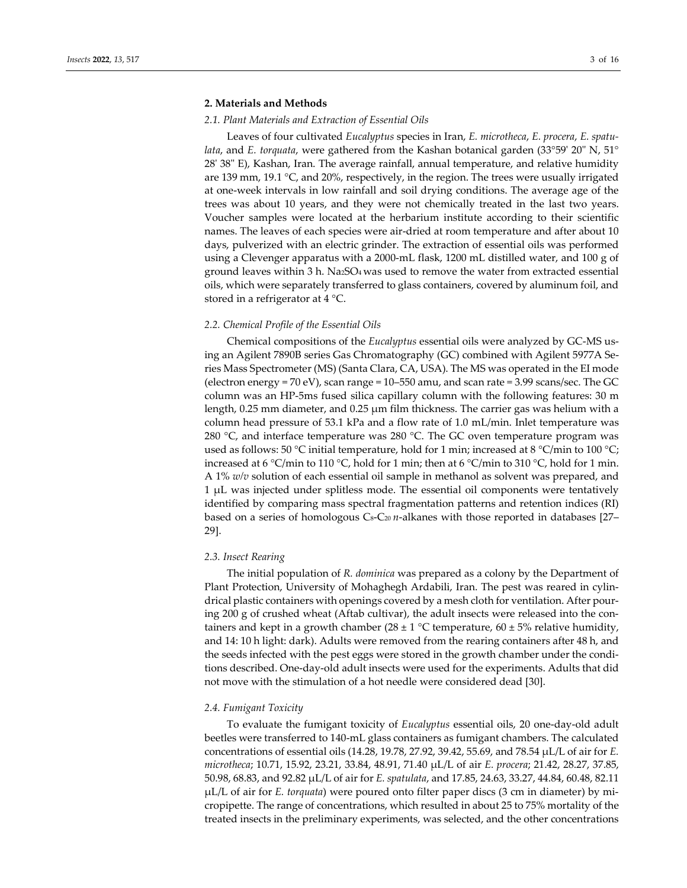## 2. Materials and Methods

### 2.1. Plant Materials and Extraction of Essential Oils

Leaves of four cultivated *Eucalyptus* species in Iran, *E. microtheca*, *E. procera*, *E. spatulata*, and *E. torquata*, were gathered from the Kashan botanical garden (33°59' 20" N, 51° 28' 38" E), Kashan, Iran. The average rainfall, annual temperature, and relative humidity are 139 mm, 19.1 °C, and 20%, respectively, in the region. The trees were usually irrigated at one-week intervals in low rainfall and soil drying conditions. The average age of the trees was about 10 years, and they were not chemically treated in the last two years. Voucher samples were located at the herbarium institute according to their scientific names. The leaves of each species were air-dried at room temperature and after about 10 days, pulverized with an electric grinder. The extraction of essential oils was performed using a Clevenger apparatus with a 2000-mL flask, 1200 mL distilled water, and 100 g of ground leaves within 3 h. $Na_2SO_4$ was used to remove the water from extracted essential oils, which were separately transferred to glass containers, covered by aluminum foil, and stored in a refrigerator at 4 °C.

### 2.2. Chemical Profile of the Essential Oils

Chemical compositions of the *Eucalyptus* essential oils were analyzed by GC-MS using an Agilent 7890B series Gas Chromatography (GC) combined with Agilent 5977A Series Mass Spectrometer (MS) (Santa Clara, CA, USA). The MS was operated in the EI mode (electron energy = 70 eV), scan range = 10–550 amu, and scan rate = 3.99 scans/sec. The GC column was an HP-5ms fused silica capillary column with the following features: 30 m length, 0.25 mm diameter, and 0.25 μm film thickness. The carrier gas was helium with a column head pressure of 53.1 kPa and a flow rate of 1.0 mL/min. Inlet temperature was 280 °C, and interface temperature was 280 °C. The GC oven temperature program was used as follows: 50 °C initial temperature, hold for 1 min; increased at 8 °C/min to 100 °C; increased at 6 °C/min to 110 °C, hold for 1 min; then at 6 °C/min to 310 °C, hold for 1 min. A 1% *w*/*v* solution of each essential oil sample in methanol as solvent was prepared, and 1 μL was injected under splitless mode. The essential oil components were tentatively identified by comparing mass spectral fragmentation patterns and retention indices (RI) based on a series of homologous $C_8$-$C_{20}$ *n*-alkanes with those reported in databases [27–29].

### 2.3. Insect Rearing

The initial population of *R. dominica* was prepared as a colony by the Department of Plant Protection, University of Mohaghegh Ardabili, Iran. The pest was reared in cylindrical plastic containers with openings covered by a mesh cloth for ventilation. After pouring 200 g of crushed wheat (Aftab cultivar), the adult insects were released into the containers and kept in a growth chamber (28 ± 1 °C temperature, 60 ± 5% relative humidity, and 14: 10 h light: dark). Adults were removed from the rearing containers after 48 h, and the seeds infected with the pest eggs were stored in the growth chamber under the conditions described. One-day-old adult insects were used for the experiments. Adults that did not move with the stimulation of a hot needle were considered dead [30].

### 2.4. Fumigant Toxicity

To evaluate the fumigant toxicity of *Eucalyptus* essential oils, 20 one-day-old adult beetles were transferred to 140-mL glass containers as fumigant chambers. The calculated concentrations of essential oils (14.28, 19.78, 27.92, 39.42, 55.69, and 78.54 μL/L of air for *E. microtheca*; 10.71, 15.92, 23.21, 33.84, 48.91, 71.40 μL/L of air *E. procera*; 21.42, 28.27, 37.85, 50.98, 68.83, and 92.82 μL/L of air for *E. spatulata*, and 17.85, 24.63, 33.27, 44.84, 60.48, 82.11 μL/L of air for *E. torquata*) were poured onto filter paper discs (3 cm in diameter) by micropipette. The range of concentrations, which resulted in about 25 to 75% mortality of the treated insects in the preliminary experiments, was selected, and the other concentrations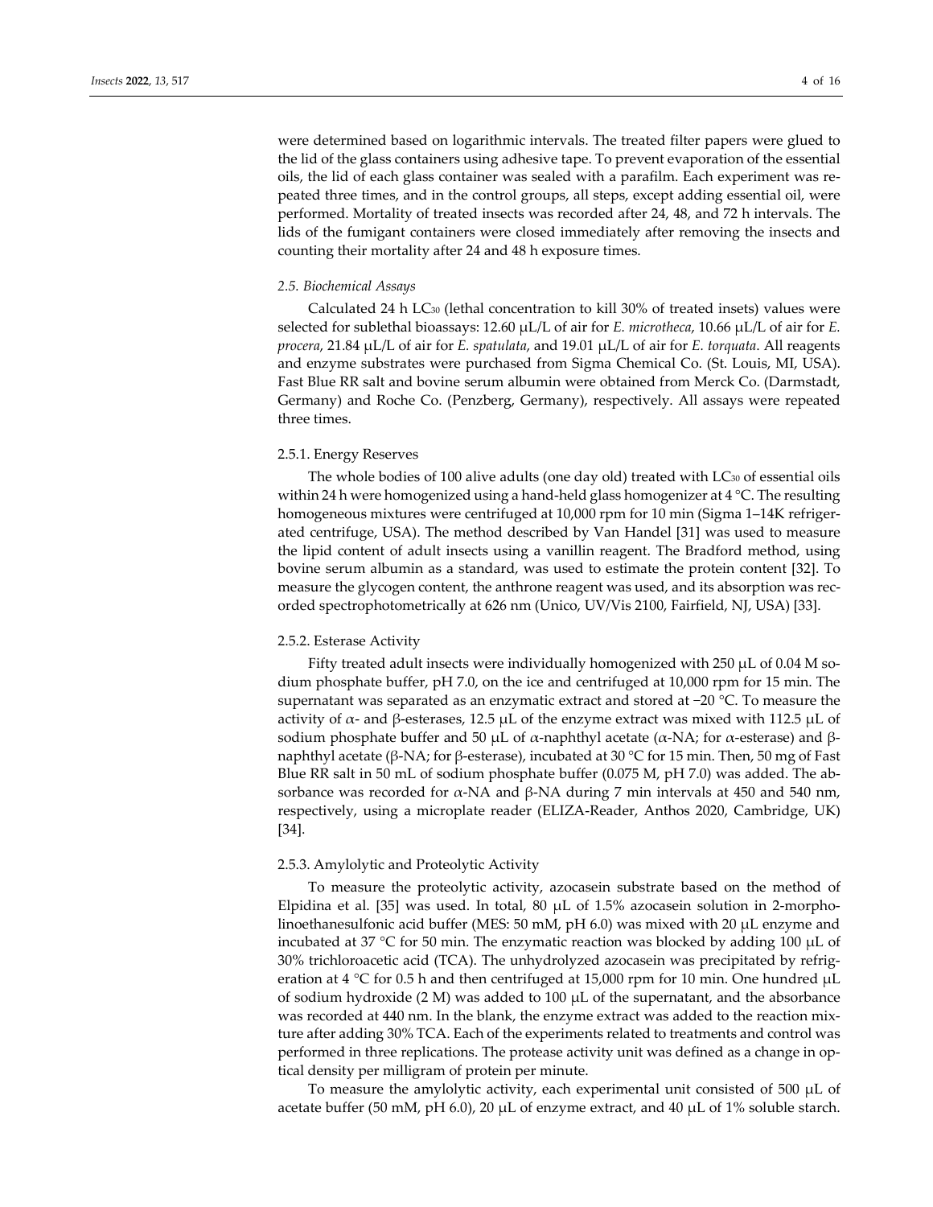were determined based on logarithmic intervals. The treated filter papers were glued to the lid of the glass containers using adhesive tape. To prevent evaporation of the essential oils, the lid of each glass container was sealed with a parafilm. Each experiment was repeated three times, and in the control groups, all steps, except adding essential oil, were performed. Mortality of treated insects was recorded after 24, 48, and 72 h intervals. The lids of the fumigant containers were closed immediately after removing the insects and counting their mortality after 24 and 48 h exposure times.

### *2.5. Biochemical Assays*

Calculated 24 h $LC_{30}$ (lethal concentration to kill 30% of treated insets) values were selected for sublethal bioassays: 12.60 μL/L of air for *E. microtheca*, 10.66 μL/L of air for *E. procera*, 21.84 μL/L of air for *E. spatulata*, and 19.01 μL/L of air for *E. torquata*. All reagents and enzyme substrates were purchased from Sigma Chemical Co. (St. Louis, MI, USA). Fast Blue RR salt and bovine serum albumin were obtained from Merck Co. (Darmstadt, Germany) and Roche Co. (Penzberg, Germany), respectively. All assays were repeated three times.

#### 2.5.1. Energy Reserves

The whole bodies of 100 alive adults (one day old) treated with $LC_{30}$ of essential oils within 24 h were homogenized using a hand-held glass homogenizer at 4 °C. The resulting homogeneous mixtures were centrifuged at 10,000 rpm for 10 min (Sigma 1–14K refrigerated centrifuge, USA). The method described by Van Handel [31] was used to measure the lipid content of adult insects using a vanillin reagent. The Bradford method, using bovine serum albumin as a standard, was used to estimate the protein content [32]. To measure the glycogen content, the anthrone reagent was used, and its absorption was recorded spectrophotometrically at 626 nm (Unico, UV/Vis 2100, Fairfield, NJ, USA) [33].

#### 2.5.2. Esterase Activity

Fifty treated adult insects were individually homogenized with 250 μL of 0.04 M sodium phosphate buffer, pH 7.0, on the ice and centrifuged at 10,000 rpm for 15 min. The supernatant was separated as an enzymatic extract and stored at −20 °C. To measure the activity of α- and β-esterases, 12.5 μL of the enzyme extract was mixed with 112.5 μL of sodium phosphate buffer and 50 μL of α-naphthyl acetate (α-NA; for α-esterase) and β-naphthyl acetate (β-NA; for β-esterase), incubated at 30 °C for 15 min. Then, 50 mg of Fast Blue RR salt in 50 mL of sodium phosphate buffer (0.075 M, pH 7.0) was added. The absorbance was recorded for α-NA and β-NA during 7 min intervals at 450 and 540 nm, respectively, using a microplate reader (ELIZA-Reader, Anthos 2020, Cambridge, UK) [34].

#### 2.5.3. Amylolytic and Proteolytic Activity

To measure the proteolytic activity, azocasein substrate based on the method of Elpidina et al. [35] was used. In total, 80 μL of 1.5% azocasein solution in 2-morpholinoethanesulfonic acid buffer (MES: 50 mM, pH 6.0) was mixed with 20 μL enzyme and incubated at 37 °C for 50 min. The enzymatic reaction was blocked by adding 100 μL of 30% trichloroacetic acid (TCA). The unhydrolyzed azocasein was precipitated by refrigeration at 4 °C for 0.5 h and then centrifuged at 15,000 rpm for 10 min. One hundred μL of sodium hydroxide (2 M) was added to 100 μL of the supernatant, and the absorbance was recorded at 440 nm. In the blank, the enzyme extract was added to the reaction mixture after adding 30% TCA. Each of the experiments related to treatments and control was performed in three replications. The protease activity unit was defined as a change in optical density per milligram of protein per minute.

To measure the amylolytic activity, each experimental unit consisted of 500 μL of acetate buffer (50 mM, pH 6.0), 20 μL of enzyme extract, and 40 μL of 1% soluble starch.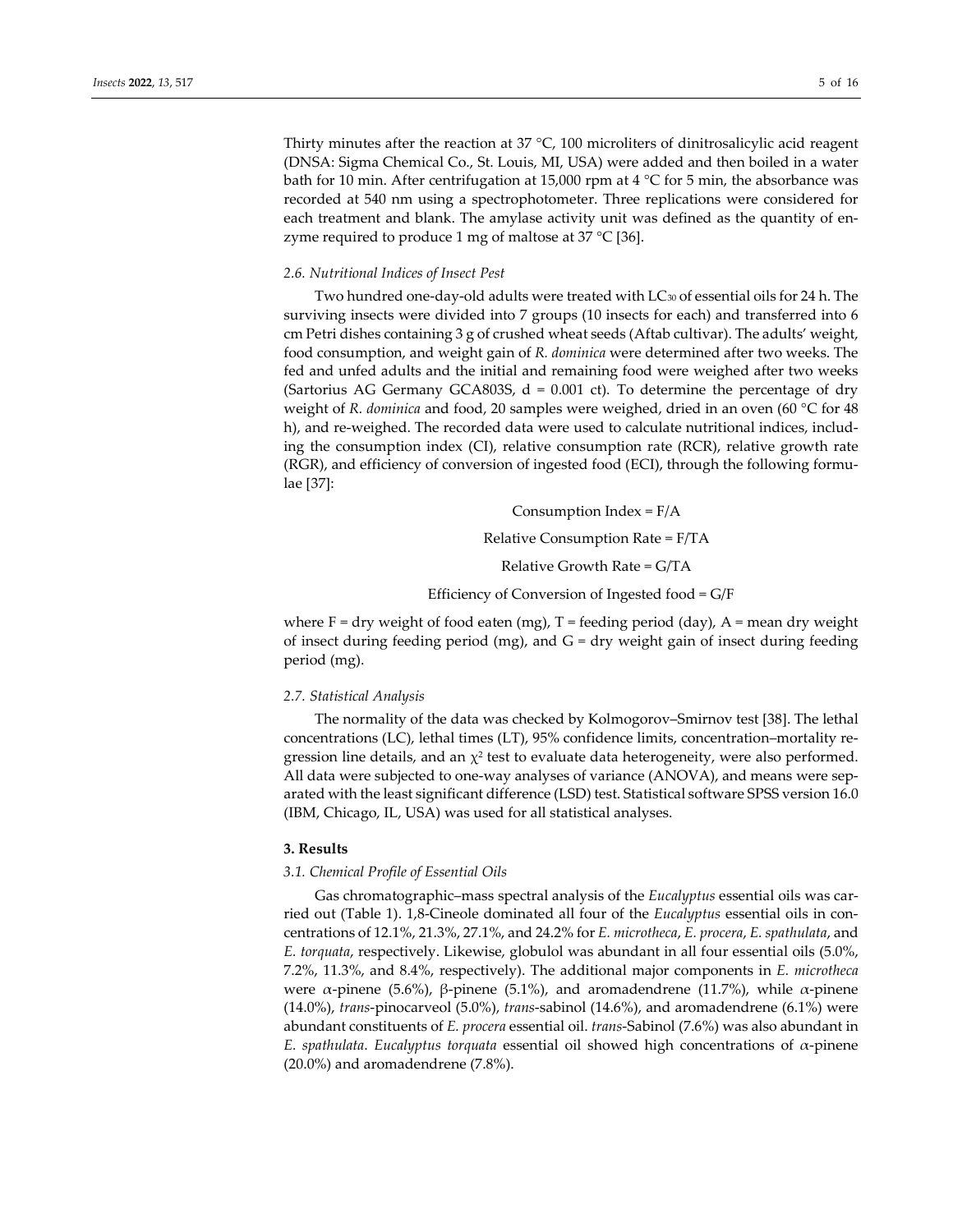Thirty minutes after the reaction at 37 °C, 100 microliters of dinitrosalicylic acid reagent (DNSA: Sigma Chemical Co., St. Louis, MI, USA) were added and then boiled in a water bath for 10 min. After centrifugation at 15,000 rpm at 4 °C for 5 min, the absorbance was recorded at 540 nm using a spectrophotometer. Three replications were considered for each treatment and blank. The amylase activity unit was defined as the quantity of enzyme required to produce 1 mg of maltose at 37 °C [36].

### 2.6. Nutritional Indices of Insect Pest

Two hundred one-day-old adults were treated with $LC_{30}$ of essential oils for 24 h. The surviving insects were divided into 7 groups (10 insects for each) and transferred into 6 cm Petri dishes containing 3 g of crushed wheat seeds (Aftab cultivar). The adults' weight, food consumption, and weight gain of *R. dominica* were determined after two weeks. The fed and unfed adults and the initial and remaining food were weighed after two weeks (Sartorius AG Germany GCA803S, d = 0.001 ct). To determine the percentage of dry weight of *R. dominica* and food, 20 samples were weighed, dried in an oven (60 °C for 48 h), and re-weighed. The recorded data were used to calculate nutritional indices, including the consumption index (CI), relative consumption rate (RCR), relative growth rate (RGR), and efficiency of conversion of ingested food (ECI), through the following formulae [37]:

$$\text{Consumption Index} = F/A$$

$$\text{Relative Consumption Rate} = F/TA$$

$$\text{Relative Growth Rate} = G/TA$$

$$\text{Efficiency of Conversion of Ingested food} = G/F$$

where F = dry weight of food eaten (mg), T = feeding period (day), A = mean dry weight of insect during feeding period (mg), and G = dry weight gain of insect during feeding period (mg).

### 2.7. Statistical Analysis

The normality of the data was checked by Kolmogorov–Smirnov test [38]. The lethal concentrations (LC), lethal times (LT), 95% confidence limits, concentration–mortality regression line details, and an $\chi^2$ test to evaluate data heterogeneity, were also performed. All data were subjected to one-way analyses of variance (ANOVA), and means were separated with the least significant difference (LSD) test. Statistical software SPSS version 16.0 (IBM, Chicago, IL, USA) was used for all statistical analyses.

## 3. Results

### 3.1. Chemical Profile of Essential Oils

Gas chromatographic–mass spectral analysis of the *Eucalyptus* essential oils was carried out (Table 1). 1,8-Cineole dominated all four of the *Eucalyptus* essential oils in concentrations of 12.1%, 21.3%, 27.1%, and 24.2% for *E. microtheca*, *E. procera*, *E. spathulata*, and *E. torquata*, respectively. Likewise, globulol was abundant in all four essential oils (5.0%, 7.2%, 11.3%, and 8.4%, respectively). The additional major components in *E. microtheca* were α-pinene (5.6%), β-pinene (5.1%), and aromadendrene (11.7%), while α-pinene (14.0%), *trans*-pinocarveol (5.0%), *trans*-sabinol (14.6%), and aromadendrene (6.1%) were abundant constituents of *E. procera* essential oil. *trans*-Sabinol (7.6%) was also abundant in *E. spathulata*. *Eucalyptus torquata* essential oil showed high concentrations of α-pinene (20.0%) and aromadendrene (7.8%).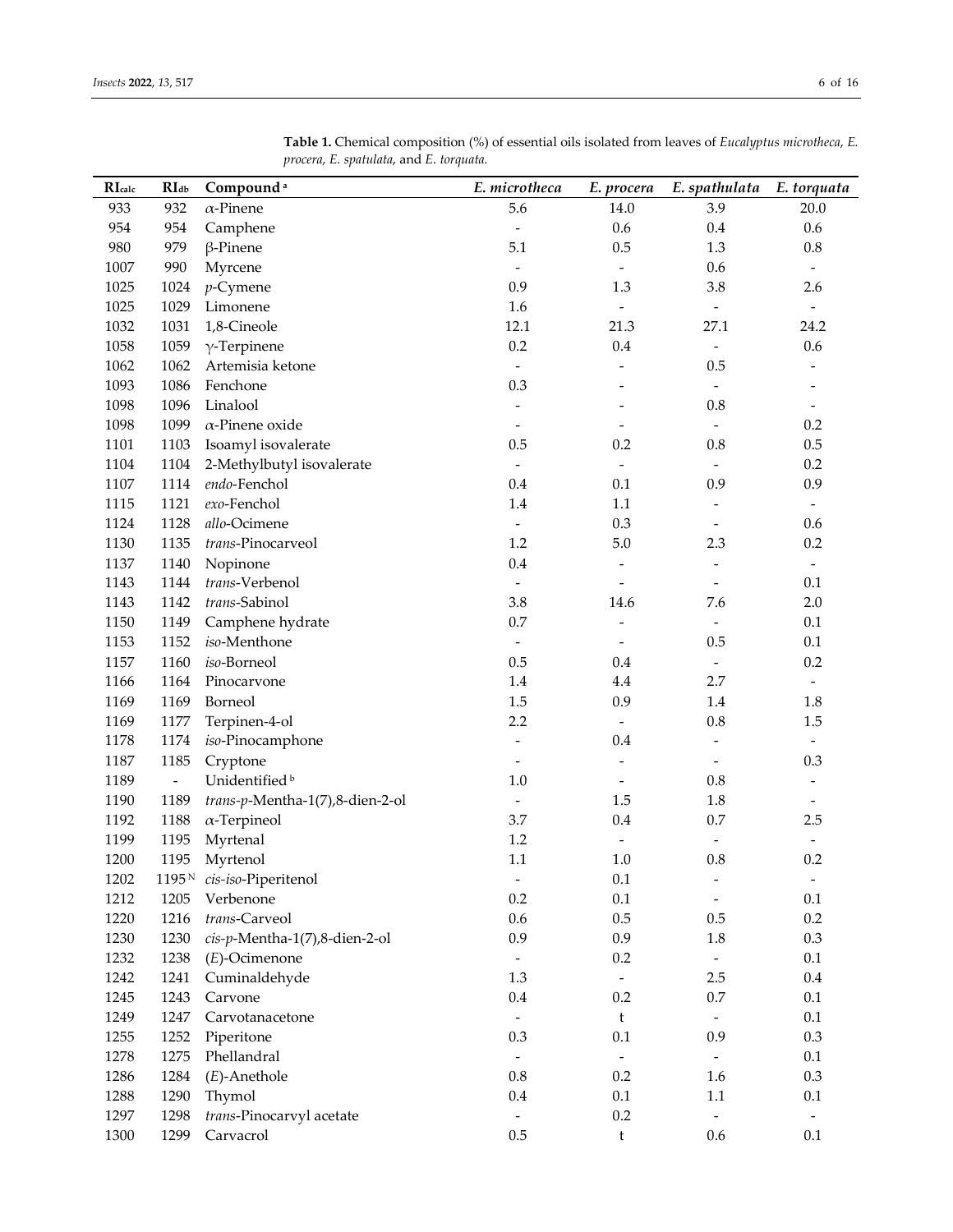**Table 1.** Chemical composition (%) of essential oils isolated from leaves of *Eucalyptus microtheca*, *E. procera*, *E. spatulata*, and *E. torquata.*

| $RI_{calc}$ | $RI_{db}$ | Compound [a] | *E. microtheca* | *E. procera* | *E. spathulata* | *E. torquata* |
|---|---|---|---|---|---|---|
| 933 | 932 | α-Pinene | 5.6 | 14.0 | 3.9 | 20.0 |
| 954 | 954 | Camphene | - | 0.6 | 0.4 | 0.6 |
| 980 | 979 | β-Pinene | 5.1 | 0.5 | 1.3 | 0.8 |
| 1007 | 990 | Myrcene | - | - | 0.6 | - |
| 1025 | 1024 | *p*-Cymene | 0.9 | 1.3 | 3.8 | 2.6 |
| 1025 | 1029 | Limonene | 1.6 | - | - | - |
| 1032 | 1031 | 1,8-Cineole | 12.1 | 21.3 | 27.1 | 24.2 |
| 1058 | 1059 | γ-Terpinene | 0.2 | 0.4 | - | 0.6 |
| 1062 | 1062 | Artemisia ketone | - | - | 0.5 | - |
| 1093 | 1086 | Fenchone | 0.3 | - | - | - |
| 1098 | 1096 | Linalool | - | - | 0.8 | - |
| 1098 | 1099 | α-Pinene oxide | - | - | - | 0.2 |
| 1101 | 1103 | Isoamyl isovalerate | 0.5 | 0.2 | 0.8 | 0.5 |
| 1104 | 1104 | 2-Methylbutyl isovalerate | - | - | - | 0.2 |
| 1107 | 1114 | *endo*-Fenchol | 0.4 | 0.1 | 0.9 | 0.9 |
| 1115 | 1121 | *exo*-Fenchol | 1.4 | 1.1 | - | - |
| 1124 | 1128 | *allo*-Ocimene | - | 0.3 | - | 0.6 |
| 1130 | 1135 | *trans*-Pinocarveol | 1.2 | 5.0 | 2.3 | 0.2 |
| 1137 | 1140 | Nopinone | 0.4 | - | - | - |
| 1143 | 1144 | *trans*-Verbenol | - | - | - | 0.1 |
| 1143 | 1142 | *trans*-Sabinol | 3.8 | 14.6 | 7.6 | 2.0 |
| 1150 | 1149 | Camphene hydrate | 0.7 | - | - | 0.1 |
| 1153 | 1152 | *iso*-Menthone | - | - | 0.5 | 0.1 |
| 1157 | 1160 | *iso*-Borneol | 0.5 | 0.4 | - | 0.2 |
| 1166 | 1164 | Pinocarvone | 1.4 | 4.4 | 2.7 | - |
| 1169 | 1169 | Borneol | 1.5 | 0.9 | 1.4 | 1.8 |
| 1169 | 1177 | Terpinen-4-ol | 2.2 | - | 0.8 | 1.5 |
| 1178 | 1174 | *iso*-Pinocamphone | - | 0.4 | - | - |
| 1187 | 1185 | Cryptone | - | - | - | 0.3 |
| 1189 | - | Unidentified [b] | 1.0 | - | 0.8 | - |
| 1190 | 1189 | *trans*-*p*-Mentha-1(7),8-dien-2-ol | - | 1.5 | 1.8 | - |
| 1192 | 1188 | α-Terpineol | 3.7 | 0.4 | 0.7 | 2.5 |
| 1199 | 1195 | Myrtenal | 1.2 | - | - | - |
| 1200 | 1195 | Myrtenol | 1.1 | 1.0 | 0.8 | 0.2 |
| 1202 | 1195 [N] | *cis*-*iso*-Piperitenol | - | 0.1 | - | - |
| 1212 | 1205 | Verbenone | 0.2 | 0.1 | - | 0.1 |
| 1220 | 1216 | *trans*-Carveol | 0.6 | 0.5 | 0.5 | 0.2 |
| 1230 | 1230 | *cis*-*p*-Mentha-1(7),8-dien-2-ol | 0.9 | 0.9 | 1.8 | 0.3 |
| 1232 | 1238 | (*E*)-Ocimenone | - | 0.2 | - | 0.1 |
| 1242 | 1241 | Cuminaldehyde | 1.3 | - | 2.5 | 0.4 |
| 1245 | 1243 | Carvone | 0.4 | 0.2 | 0.7 | 0.1 |
| 1249 | 1247 | Carvotanacetone | - | t | - | 0.1 |
| 1255 | 1252 | Piperitone | 0.3 | 0.1 | 0.9 | 0.3 |
| 1278 | 1275 | Phellandral | - | - | - | 0.1 |
| 1286 | 1284 | (*E*)-Anethole | 0.8 | 0.2 | 1.6 | 0.3 |
| 1288 | 1290 | Thymol | 0.4 | 0.1 | 1.1 | 0.1 |
| 1297 | 1298 | *trans*-Pinocarvyl acetate | - | 0.2 | - | - |
| 1300 | 1299 | Carvacrol | 0.5 | t | 0.6 | 0.1 |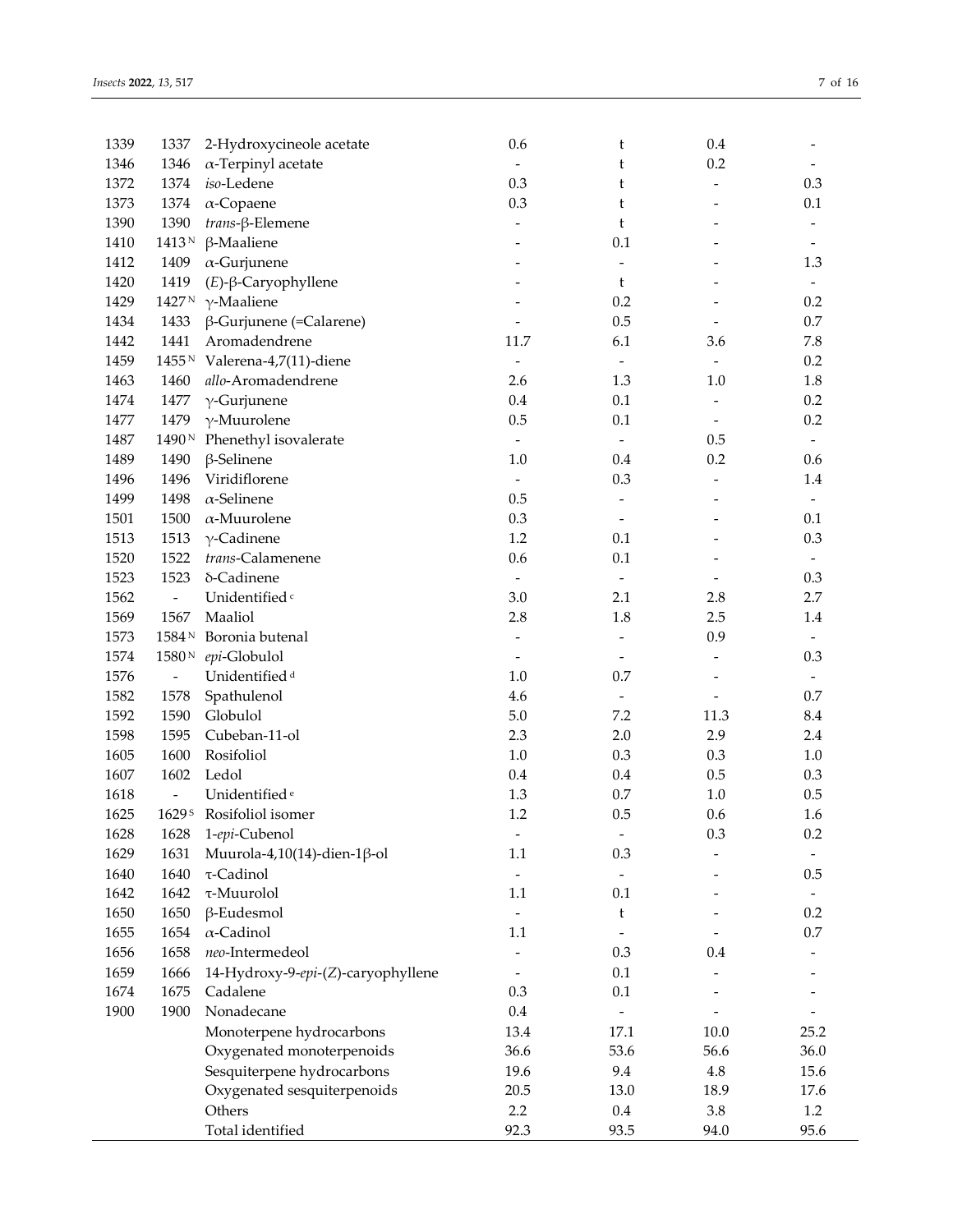| | | | | | | |
|---|---|---|---|---|---|---|
| 1339 | 1337 | 2-Hydroxycineole acetate | 0.6 | t | 0.4 | - |
| 1346 | 1346 | α-Terpinyl acetate | - | t | 0.2 | - |
| 1372 | 1374 | *iso*-Ledene | 0.3 | t | - | 0.3 |
| 1373 | 1374 | α-Copaene | 0.3 | t | - | 0.1 |
| 1390 | 1390 | *trans*-β-Elemene | - | t | - | - |
| 1410 | 1413 [N] | β-Maaliene | - | 0.1 | - | - |
| 1412 | 1409 | α-Gurjunene | - | - | - | 1.3 |
| 1420 | 1419 | (*E*)-β-Caryophyllene | - | t | - | - |
| 1429 | 1427 [N] | γ-Maaliene | - | 0.2 | - | 0.2 |
| 1434 | 1433 | β-Gurjunene (=Calarene) | - | 0.5 | - | 0.7 |
| 1442 | 1441 | Aromadendrene | 11.7 | 6.1 | 3.6 | 7.8 |
| 1459 | 1455 [N] | Valerena-4,7(11)-diene | - | - | - | 0.2 |
| 1463 | 1460 | *allo*-Aromadendrene | 2.6 | 1.3 | 1.0 | 1.8 |
| 1474 | 1477 | γ-Gurjunene | 0.4 | 0.1 | - | 0.2 |
| 1477 | 1479 | γ-Muurolene | 0.5 | 0.1 | - | 0.2 |
| 1487 | 1490 [N] | Phenethyl isovalerate | - | - | 0.5 | - |
| 1489 | 1490 | β-Selinene | 1.0 | 0.4 | 0.2 | 0.6 |
| 1496 | 1496 | Viridiflorene | - | 0.3 | - | 1.4 |
| 1499 | 1498 | α-Selinene | 0.5 | - | - | - |
| 1501 | 1500 | α-Muurolene | 0.3 | - | - | 0.1 |
| 1513 | 1513 | γ-Cadinene | 1.2 | 0.1 | - | 0.3 |
| 1520 | 1522 | *trans*-Calamenene | 0.6 | 0.1 | - | - |
| 1523 | 1523 | δ-Cadinene | - | - | - | 0.3 |
| 1562 | - | Unidentified [c] | 3.0 | 2.1 | 2.8 | 2.7 |
| 1569 | 1567 | Maaliol | 2.8 | 1.8 | 2.5 | 1.4 |
| 1573 | 1584 [N] | Boronia butenal | - | - | 0.9 | - |
| 1574 | 1580 [N] | *epi*-Globulol | - | - | - | 0.3 |
| 1576 | - | Unidentified [d] | 1.0 | 0.7 | - | - |
| 1582 | 1578 | Spathulenol | 4.6 | - | - | 0.7 |
| 1592 | 1590 | Globulol | 5.0 | 7.2 | 11.3 | 8.4 |
| 1598 | 1595 | Cubeban-11-ol | 2.3 | 2.0 | 2.9 | 2.4 |
| 1605 | 1600 | Rosifoliol | 1.0 | 0.3 | 0.3 | 1.0 |
| 1607 | 1602 | Ledol | 0.4 | 0.4 | 0.5 | 0.3 |
| 1618 | - | Unidentified [e] | 1.3 | 0.7 | 1.0 | 0.5 |
| 1625 | 1629 [S] | Rosifoliol isomer | 1.2 | 0.5 | 0.6 | 1.6 |
| 1628 | 1628 | 1-*epi*-Cubenol | - | - | 0.3 | 0.2 |
| 1629 | 1631 | Muurola-4,10(14)-dien-1β-ol | 1.1 | 0.3 | - | - |
| 1640 | 1640 | τ-Cadinol | - | - | - | 0.5 |
| 1642 | 1642 | τ-Muurolol | 1.1 | 0.1 | - | - |
| 1650 | 1650 | β-Eudesmol | - | t | - | 0.2 |
| 1655 | 1654 | α-Cadinol | 1.1 | - | - | 0.7 |
| 1656 | 1658 | *neo*-Intermedeol | - | 0.3 | 0.4 | - |
| 1659 | 1666 | 14-Hydroxy-9-*epi*-(*Z*)-caryophyllene | - | 0.1 | - | - |
| 1674 | 1675 | Cadalene | 0.3 | 0.1 | - | - |
| 1900 | 1900 | Nonadecane | 0.4 | - | - | - |
| | | Monoterpene hydrocarbons | 13.4 | 17.1 | 10.0 | 25.2 |
| | | Oxygenated monoterpenoids | 36.6 | 53.6 | 56.6 | 36.0 |
| | | Sesquiterpene hydrocarbons | 19.6 | 9.4 | 4.8 | 15.6 |
| | | Oxygenated sesquiterpenoids | 20.5 | 13.0 | 18.9 | 17.6 |
| | | Others | 2.2 | 0.4 | 3.8 | 1.2 |
| | | Total identified | 92.3 | 93.5 | 94.0 | 95.6 |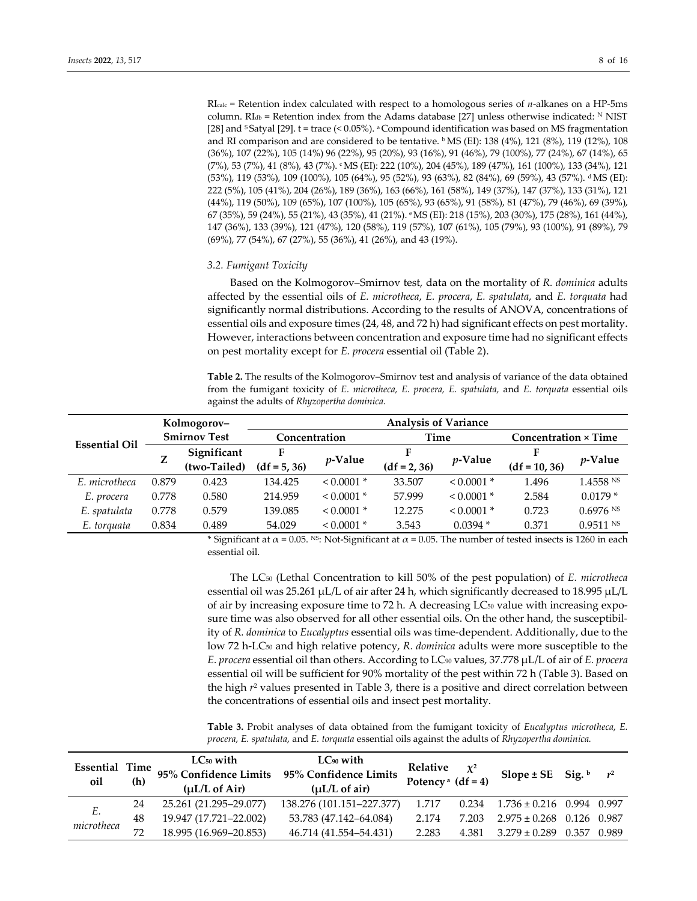$RI_{calc}$ = Retention index calculated with respect to a homologous series of *n*-alkanes on a HP-5ms column. $RI_{db}$ = Retention index from the Adams database [27] unless otherwise indicated: [N] NIST [28] and [S] Satyal [29]. t = trace (< 0.05%). [a] Compound identification was based on MS fragmentation and RI comparison and are considered to be tentative. [b] MS (EI): 138 (4%), 121 (8%), 119 (12%), 108 (36%), 107 (22%), 105 (14%) 96 (22%), 95 (20%), 93 (16%), 91 (46%), 79 (100%), 77 (24%), 67 (14%), 65 (7%), 53 (7%), 41 (8%), 43 (7%). [c] MS (EI): 222 (10%), 204 (45%), 189 (47%), 161 (100%), 133 (34%), 121 (53%), 119 (53%), 109 (100%), 105 (64%), 95 (52%), 93 (63%), 82 (84%), 69 (59%), 43 (57%). [d] MS (EI): 222 (5%), 105 (41%), 204 (26%), 189 (36%), 163 (66%), 161 (58%), 149 (37%), 147 (37%), 133 (31%), 121 (44%), 119 (50%), 109 (65%), 107 (100%), 105 (65%), 93 (65%), 91 (58%), 81 (47%), 79 (46%), 69 (39%), 67 (35%), 59 (24%), 55 (21%), 43 (35%), 41 (21%). [e] MS (EI): 218 (15%), 203 (30%), 175 (28%), 161 (44%), 147 (36%), 133 (39%), 121 (47%), 120 (58%), 119 (57%), 107 (61%), 105 (79%), 93 (100%), 91 (89%), 79 (69%), 77 (54%), 67 (27%), 55 (36%), 41 (26%), and 43 (19%).

### 3.2. Fumigant Toxicity

Based on the Kolmogorov–Smirnov test, data on the mortality of *R. dominica* adults affected by the essential oils of *E. microtheca*, *E. procera*, *E. spatulata*, and *E. torquata* had significantly normal distributions. According to the results of ANOVA, concentrations of essential oils and exposure times (24, 48, and 72 h) had significant effects on pest mortality. However, interactions between concentration and exposure time had no significant effects on pest mortality except for *E. procera* essential oil (Table 2).

**Table 2.** The results of the Kolmogorov–Smirnov test and analysis of variance of the data obtained from the fumigant toxicity of *E. microtheca, E. procera, E. spatulata,* and *E. torquata* essential oils against the adults of *Rhyzopertha dominica.*

| Essential Oil | Kolmogorov–Smirnov Test | | Analysis of Variance | | | | | |
|---|---|---|---|---|---|---|---|---|
| | | | Concentration | | Time | | Concentration × Time | |
| | Z | Significant (two-Tailed) | F (df = 5, 36) | *p*-Value | F (df = 2, 36) | *p*-Value | F (df = 10, 36) | *p*-Value |
| *E. microtheca* | 0.879 | 0.423 | 134.425 | < 0.0001 * | 33.507 | < 0.0001 * | 1.496 | 1.4558 [NS] |
| *E. procera* | 0.778 | 0.580 | 214.959 | < 0.0001 * | 57.999 | < 0.0001 * | 2.584 | 0.0179 * |
| *E. spatulata* | 0.778 | 0.579 | 139.085 | < 0.0001 * | 12.275 | < 0.0001 * | 0.723 | 0.6976 [NS] |
| *E. torquata* | 0.834 | 0.489 | 54.029 | < 0.0001 * | 3.543 | 0.0394 * | 0.371 | 0.9511 [NS] |

\* Significant at $\alpha = 0.05$. [NS]: Not-Significant at $\alpha = 0.05$. The number of tested insects is 1260 in each essential oil.

The $LC_{50}$ (Lethal Concentration to kill 50% of the pest population) of *E. microtheca* essential oil was 25.261 μL/L of air after 24 h, which significantly decreased to 18.995 μL/L of air by increasing exposure time to 72 h. A decreasing $LC_{50}$ value with increasing exposure time was also observed for all other essential oils. On the other hand, the susceptibility of *R. dominica* to *Eucalyptus* essential oils was time-dependent. Additionally, due to the low 72 h-$LC_{50}$ and high relative potency, *R. dominica* adults were more susceptible to the *E. procera* essential oil than others. According to $LC_{90}$ values, 37.778 μL/L of air of *E. procera* essential oil will be sufficient for 90% mortality of the pest within 72 h (Table 3). Based on the high $r^2$ values presented in Table 3, there is a positive and direct correlation between the concentrations of essential oils and insect pest mortality.

**Table 3.** Probit analyses of data obtained from the fumigant toxicity of *Eucalyptus microtheca*, *E. procera*, *E. spatulata*, and *E. torquata* essential oils against the adults of *Rhyzopertha dominica.*

| Essential oil | Time (h) | $LC_{50}$ with 95% Confidence Limits (μL/L of Air) | $LC_{90}$ with 95% Confidence Limits (μL/L of air) | Relative Potency [a] | $\chi^2$ (df = 4) | Slope ± SE | Sig. [b] | $r^2$ |
|---|---|---|---|---|---|---|---|---|
| *E. microtheca* | 24 | 25.261 (21.295–29.077) | 138.276 (101.151–227.377) | 1.717 | 0.234 | 1.736 ± 0.216 | 0.994 | 0.997 |
| | 48 | 19.947 (17.721–22.002) | 53.783 (47.142–64.084) | 2.174 | 7.203 | 2.975 ± 0.268 | 0.126 | 0.987 |
| | 72 | 18.995 (16.969–20.853) | 46.714 (41.554–54.431) | 2.283 | 4.381 | 3.279 ± 0.289 | 0.357 | 0.989 |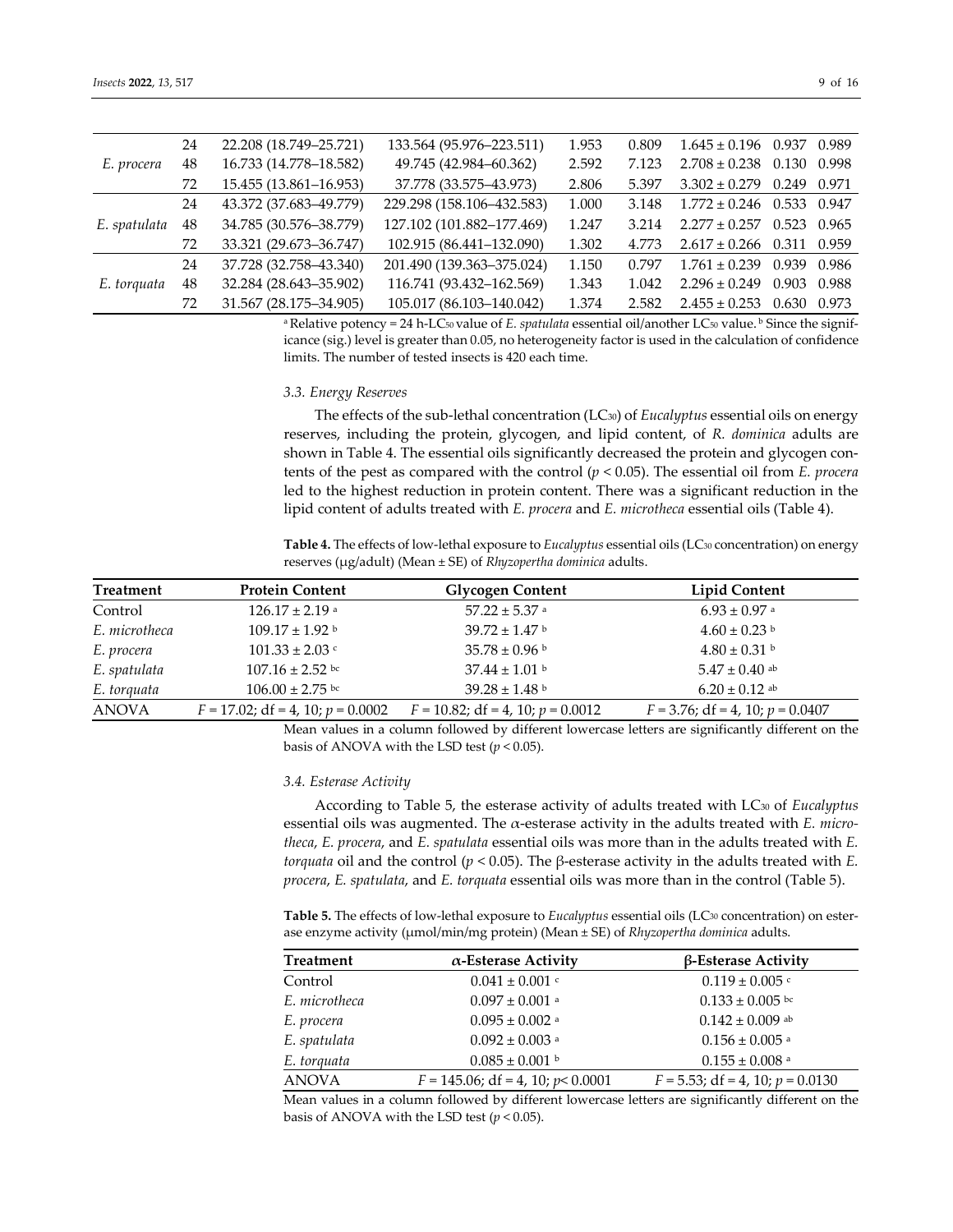|  |  |  |  |  |  |  |  |  |
|---|---|---|---|---|---|---|---|---|
| *E. procera* | 24 | 22.208 (18.749–25.721) | 133.564 (95.976–223.511) | 1.953 | 0.809 | 1.645 ± 0.196 | 0.937 | 0.989 |
|  | 48 | 16.733 (14.778–18.582) | 49.745 (42.984–60.362) | 2.592 | 7.123 | 2.708 ± 0.238 | 0.130 | 0.998 |
|  | 72 | 15.455 (13.861–16.953) | 37.778 (33.575–43.973) | 2.806 | 5.397 | 3.302 ± 0.279 | 0.249 | 0.971 |
| *E. spatulata* | 24 | 43.372 (37.683–49.779) | 229.298 (158.106–432.583) | 1.000 | 3.148 | 1.772 ± 0.246 | 0.533 | 0.947 |
|  | 48 | 34.785 (30.576–38.779) | 127.102 (101.882–177.469) | 1.247 | 3.214 | 2.277 ± 0.257 | 0.523 | 0.965 |
|  | 72 | 33.321 (29.673–36.747) | 102.915 (86.441–132.090) | 1.302 | 4.773 | 2.617 ± 0.266 | 0.311 | 0.959 |
| *E. torquata* | 24 | 37.728 (32.758–43.340) | 201.490 (139.363–375.024) | 1.150 | 0.797 | 1.761 ± 0.239 | 0.939 | 0.986 |
|  | 48 | 32.284 (28.643–35.902) | 116.741 (93.432–162.569) | 1.343 | 1.042 | 2.296 ± 0.249 | 0.903 | 0.988 |
|  | 72 | 31.567 (28.175–34.905) | 105.017 (86.103–140.042) | 1.374 | 2.582 | 2.455 ± 0.253 | 0.630 | 0.973 |

[a] Relative potency = 24 h-$LC_{50}$ value of *E. spatulata* essential oil/another $LC_{50}$ value. [b] Since the significance (sig.) level is greater than 0.05, no heterogeneity factor is used in the calculation of confidence limits. The number of tested insects is 420 each time.

### 3.3. Energy Reserves

The effects of the sub-lethal concentration ($LC_{30}$) of *Eucalyptus* essential oils on energy reserves, including the protein, glycogen, and lipid content, of *R. dominica* adults are shown in Table 4. The essential oils significantly decreased the protein and glycogen contents of the pest as compared with the control ($p < 0.05$). The essential oil from *E. procera* led to the highest reduction in protein content. There was a significant reduction in the lipid content of adults treated with *E. procera* and *E. microtheca* essential oils (Table 4).

**Table 4.** The effects of low-lethal exposure to *Eucalyptus* essential oils ($LC_{30}$ concentration) on energy reserves (μg/adult) (Mean ± SE) of *Rhyzopertha dominica* adults.

| Treatment | Protein Content | Glycogen Content | Lipid Content |
|---|---|---|---|
| Control | 126.17 ± 2.19 [a] | 57.22 ± 5.37 [a] | 6.93 ± 0.97 [a] |
| *E. microtheca* | 109.17 ± 1.92 [b] | 39.72 ± 1.47 [b] | 4.60 ± 0.23 [b] |
| *E. procera* | 101.33 ± 2.03 [c] | 35.78 ± 0.96 [b] | 4.80 ± 0.31 [b] |
| *E. spatulata* | 107.16 ± 2.52 [bc] | 37.44 ± 1.01 [b] | 5.47 ± 0.40 [ab] |
| *E. torquata* | 106.00 ± 2.75 [bc] | 39.28 ± 1.48 [b] | 6.20 ± 0.12 [ab] |
| ANOVA | $F = 17.02$; df = 4, 10; $p = 0.0002$ | $F = 10.82$; df = 4, 10; $p = 0.0012$ | $F = 3.76$; df = 4, 10; $p = 0.0407$ |

Mean values in a column followed by different lowercase letters are significantly different on the basis of ANOVA with the LSD test ($p < 0.05$).

### 3.4. Esterase Activity

According to Table 5, the esterase activity of adults treated with $LC_{30}$ of *Eucalyptus* essential oils was augmented. The α-esterase activity in the adults treated with *E. microtheca*, *E. procera*, and *E. spatulata* essential oils was more than in the adults treated with *E. torquata* oil and the control ($p < 0.05$). The β-esterase activity in the adults treated with *E. procera*, *E. spatulata*, and *E. torquata* essential oils was more than in the control (Table 5).

**Table 5.** The effects of low-lethal exposure to *Eucalyptus* essential oils ($LC_{30}$ concentration) on esterase enzyme activity (μmol/min/mg protein) (Mean ± SE) of *Rhyzopertha dominica* adults.

| Treatment | α-Esterase Activity | β-Esterase Activity |
|---|---|---|
| Control | 0.041 ± 0.001 [c] | 0.119 ± 0.005 [c] |
| *E. microtheca* | 0.097 ± 0.001 [a] | 0.133 ± 0.005 [bc] |
| *E. procera* | 0.095 ± 0.002 [a] | 0.142 ± 0.009 [ab] |
| *E. spatulata* | 0.092 ± 0.003 [a] | 0.156 ± 0.005 [a] |
| *E. torquata* | 0.085 ± 0.001 [b] | 0.155 ± 0.008 [a] |
| ANOVA | $F = 145.06$; df = 4, 10; $p < 0.0001$ | $F = 5.53$; df = 4, 10; $p = 0.0130$ |

Mean values in a column followed by different lowercase letters are significantly different on the basis of ANOVA with the LSD test ($p < 0.05$).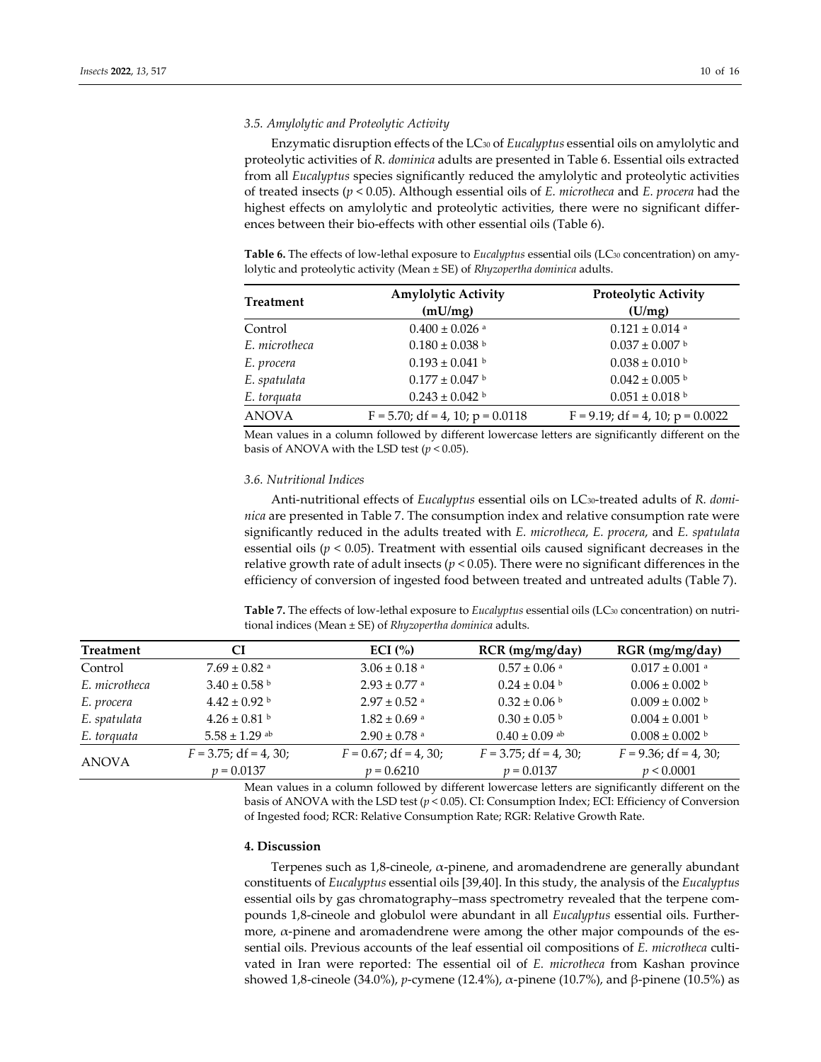### 3.5. Amylolytic and Proteolytic Activity

Enzymatic disruption effects of the $LC_{30}$ of *Eucalyptus* essential oils on amylolytic and proteolytic activities of *R. dominica* adults are presented in Table 6. Essential oils extracted from all *Eucalyptus* species significantly reduced the amylolytic and proteolytic activities of treated insects ($p < 0.05$). Although essential oils of *E. microtheca* and *E. procera* had the highest effects on amylolytic and proteolytic activities, there were no significant differences between their bio-effects with other essential oils (Table 6).

**Table 6.** The effects of low-lethal exposure to *Eucalyptus* essential oils ($LC_{30}$ concentration) on amylolytic and proteolytic activity (Mean ± SE) of *Rhyzopertha dominica* adults.

| Treatment | Amylolytic Activity (mU/mg) | Proteolytic Activity (U/mg) |
|---|---|---|
| Control | 0.400 ± 0.026 [a] | 0.121 ± 0.014 [a] |
| *E. microtheca* | 0.180 ± 0.038 [b] | 0.037 ± 0.007 [b] |
| *E. procera* | 0.193 ± 0.041 [b] | 0.038 ± 0.010 [b] |
| *E. spatulata* | 0.177 ± 0.047 [b] | 0.042 ± 0.005 [b] |
| *E. torquata* | 0.243 ± 0.042 [b] | 0.051 ± 0.018 [b] |
| ANOVA | $F = 5.70$; df = 4, 10; $p = 0.0118$ | $F = 9.19$; df = 4, 10; $p = 0.0022$ |

Mean values in a column followed by different lowercase letters are significantly different on the basis of ANOVA with the LSD test ($p < 0.05$).

### 3.6. Nutritional Indices

Anti-nutritional effects of *Eucalyptus* essential oils on $LC_{30}$-treated adults of *R. dominica* are presented in Table 7. The consumption index and relative consumption rate were significantly reduced in the adults treated with *E. microtheca*, *E. procera*, and *E. spatulata* essential oils ($p < 0.05$). Treatment with essential oils caused significant decreases in the relative growth rate of adult insects ($p < 0.05$). There were no significant differences in the efficiency of conversion of ingested food between treated and untreated adults (Table 7).

**Table 7.** The effects of low-lethal exposure to *Eucalyptus* essential oils ($LC_{30}$ concentration) on nutritional indices (Mean ± SE) of *Rhyzopertha dominica* adults.

| Treatment | CI | ECI (%) | RCR (mg/mg/day) | RGR (mg/mg/day) |
|---|---|---|---|---|
| Control | 7.69 ± 0.82 [a] | 3.06 ± 0.18 [a] | 0.57 ± 0.06 [a] | 0.017 ± 0.001 [a] |
| *E. microtheca* | 3.40 ± 0.58 [b] | 2.93 ± 0.77 [a] | 0.24 ± 0.04 [b] | 0.006 ± 0.002 [b] |
| *E. procera* | 4.42 ± 0.92 [b] | 2.97 ± 0.52 [a] | 0.32 ± 0.06 [b] | 0.009 ± 0.002 [b] |
| *E. spatulata* | 4.26 ± 0.81 [b] | 1.82 ± 0.69 [a] | 0.30 ± 0.05 [b] | 0.004 ± 0.001 [b] |
| *E. torquata* | 5.58 ± 1.29 [ab] | 2.90 ± 0.78 [a] | 0.40 ± 0.09 [ab] | 0.008 ± 0.002 [b] |
| ANOVA | $F = 3.75$; df = 4, 30; $p = 0.0137$ | $F = 0.67$; df = 4, 30; $p = 0.6210$ | $F = 3.75$; df = 4, 30; $p = 0.0137$ | $F = 9.36$; df = 4, 30; $p < 0.0001$ |

Mean values in a column followed by different lowercase letters are significantly different on the basis of ANOVA with the LSD test ($p < 0.05$). CI: Consumption Index; ECI: Efficiency of Conversion of Ingested food; RCR: Relative Consumption Rate; RGR: Relative Growth Rate.

## 4. Discussion

Terpenes such as 1,8-cineole, α-pinene, and aromadendrene are generally abundant constituents of *Eucalyptus* essential oils [39,40]. In this study, the analysis of the *Eucalyptus* essential oils by gas chromatography–mass spectrometry revealed that the terpene compounds 1,8-cineole and globulol were abundant in all *Eucalyptus* essential oils. Furthermore, α-pinene and aromadendrene were among the other major compounds of the essential oils. Previous accounts of the leaf essential oil compositions of *E. microtheca* cultivated in Iran were reported: The essential oil of *E. microtheca* from Kashan province showed 1,8-cineole (34.0%), *p*-cymene (12.4%), α-pinene (10.7%), and β-pinene (10.5%) as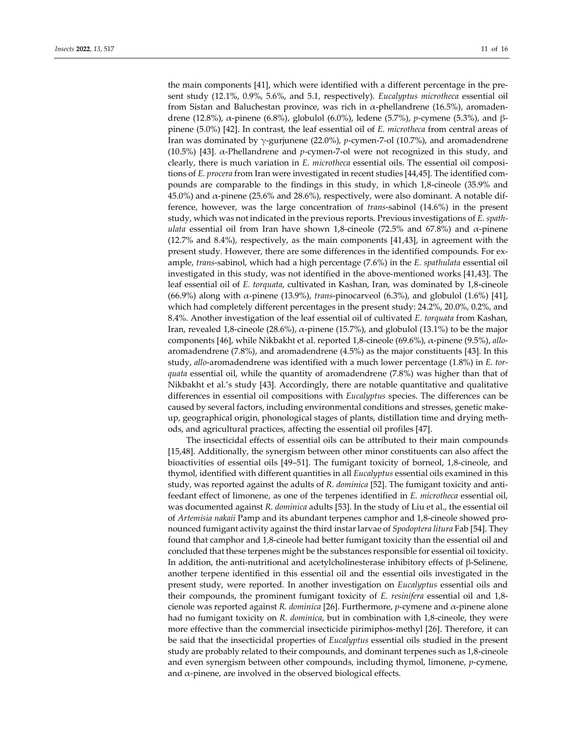the main components [41], which were identified with a different percentage in the present study (12.1%, 0.9%, 5.6%, and 5.1, respectively). *Eucalyptus microtheca* essential oil from Sistan and Baluchestan province, was rich in α-phellandrene (16.5%), aromadendrene (12.8%), α-pinene (6.8%), globulol (6.0%), ledene (5.7%), *p*-cymene (5.3%), and β-pinene (5.0%) [42]. In contrast, the leaf essential oil of *E. microtheca* from central areas of Iran was dominated by γ-gurjunene (22.0%), *p*-cymen-7-ol (10.7%), and aromadendrene (10.5%) [43]. α-Phellandrene and *p*-cymen-7-ol were not recognized in this study, and clearly, there is much variation in *E. microtheca* essential oils. The essential oil compositions of *E. procera* from Iran were investigated in recent studies [44,45]. The identified compounds are comparable to the findings in this study, in which 1,8-cineole (35.9% and 45.0%) and α-pinene (25.6% and 28.6%), respectively, were also dominant. A notable difference, however, was the large concentration of *trans*-sabinol (14.6%) in the present study, which was not indicated in the previous reports. Previous investigations of *E. spathulata* essential oil from Iran have shown 1,8-cineole (72.5% and 67.8%) and α-pinene (12.7% and 8.4%), respectively, as the main components [41,43], in agreement with the present study. However, there are some differences in the identified compounds. For example, *trans*-sabinol, which had a high percentage (7.6%) in the *E. spathulata* essential oil investigated in this study, was not identified in the above-mentioned works [41,43]. The leaf essential oil of *E. torquata*, cultivated in Kashan, Iran, was dominated by 1,8-cineole (66.9%) along with α-pinene (13.9%), *trans*-pinocarveol (6.3%), and globulol (1.6%) [41], which had completely different percentages in the present study: 24.2%, 20.0%, 0.2%, and 8.4%. Another investigation of the leaf essential oil of cultivated *E. torquata* from Kashan, Iran, revealed 1,8-cineole (28.6%), α-pinene (15.7%), and globulol (13.1%) to be the major components [46], while Nikbakht et al. reported 1,8-cineole (69.6%), α-pinene (9.5%), *allo*-aromadendrene (7.8%), and aromadendrene (4.5%) as the major constituents [43]. In this study, *allo*-aromadendrene was identified with a much lower percentage (1.8%) in *E. torquata* essential oil, while the quantity of aromadendrene (7.8%) was higher than that of Nikbakht et al.'s study [43]. Accordingly, there are notable quantitative and qualitative differences in essential oil compositions with *Eucalyptus* species. The differences can be caused by several factors, including environmental conditions and stresses, genetic makeup, geographical origin, phonological stages of plants, distillation time and drying methods, and agricultural practices, affecting the essential oil profiles [47].

The insecticidal effects of essential oils can be attributed to their main compounds [15,48]. Additionally, the synergism between other minor constituents can also affect the bioactivities of essential oils [49–51]. The fumigant toxicity of borneol, 1,8-cineole, and thymol, identified with different quantities in all *Eucalyptus* essential oils examined in this study, was reported against the adults of *R. dominica* [52]. The fumigant toxicity and antifeedant effect of limonene, as one of the terpenes identified in *E. microtheca* essential oil, was documented against *R. dominica* adults [53]. In the study of Liu et al., the essential oil of *Artemisia nakaii* Pamp and its abundant terpenes camphor and 1,8-cineole showed pronounced fumigant activity against the third instar larvae of *Spodoptera litura* Fab [54]. They found that camphor and 1,8-cineole had better fumigant toxicity than the essential oil and concluded that these terpenes might be the substances responsible for essential oil toxicity. In addition, the anti-nutritional and acetylcholinesterase inhibitory effects of β-Selinene, another terpene identified in this essential oil and the essential oils investigated in the present study, were reported. In another investigation on *Eucalyptus* essential oils and their compounds, the prominent fumigant toxicity of *E. resinifera* essential oil and 1,8-cienole was reported against *R. dominica* [26]. Furthermore, *p*-cymene and α-pinene alone had no fumigant toxicity on *R. dominica*, but in combination with 1,8-cineole, they were more effective than the commercial insecticide pirimiphos-methyl [26]. Therefore, it can be said that the insecticidal properties of *Eucalyptus* essential oils studied in the present study are probably related to their compounds, and dominant terpenes such as 1,8-cineole and even synergism between other compounds, including thymol, limonene, *p*-cymene, and α-pinene, are involved in the observed biological effects.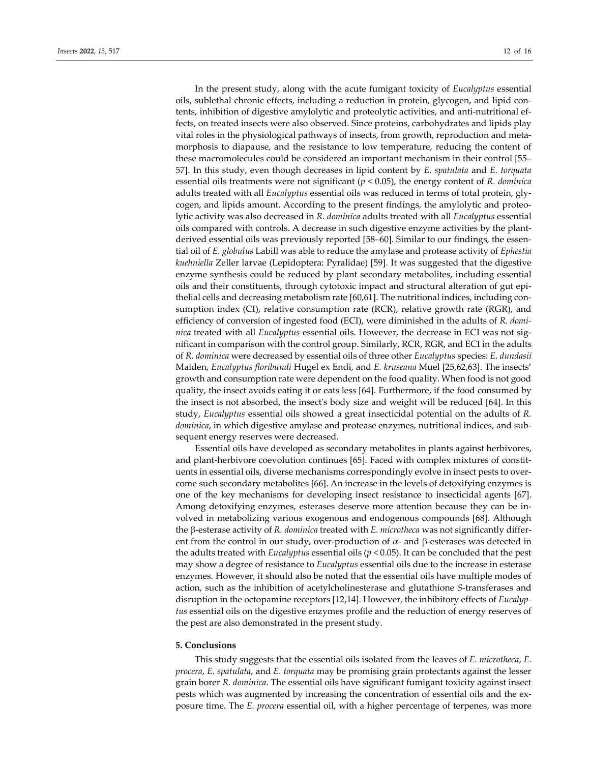In the present study, along with the acute fumigant toxicity of *Eucalyptus* essential oils, sublethal chronic effects, including a reduction in protein, glycogen, and lipid contents, inhibition of digestive amylolytic and proteolytic activities, and anti-nutritional effects, on treated insects were also observed. Since proteins, carbohydrates and lipids play vital roles in the physiological pathways of insects, from growth, reproduction and metamorphosis to diapause, and the resistance to low temperature, reducing the content of these macromolecules could be considered an important mechanism in their control [55–57]. In this study, even though decreases in lipid content by *E. spatulata* and *E. torquata* essential oils treatments were not significant ($p < 0.05$), the energy content of *R. dominica* adults treated with all *Eucalyptus* essential oils was reduced in terms of total protein, glycogen, and lipids amount. According to the present findings, the amylolytic and proteolytic activity was also decreased in *R. dominica* adults treated with all *Eucalyptus* essential oils compared with controls. A decrease in such digestive enzyme activities by the plant-derived essential oils was previously reported [58–60]. Similar to our findings, the essential oil of *E. globulus* Labill was able to reduce the amylase and protease activity of *Ephestia kuehniella* Zeller larvae (Lepidoptera: Pyralidae) [59]. It was suggested that the digestive enzyme synthesis could be reduced by plant secondary metabolites, including essential oils and their constituents, through cytotoxic impact and structural alteration of gut epithelial cells and decreasing metabolism rate [60,61]. The nutritional indices, including consumption index (CI), relative consumption rate (RCR), relative growth rate (RGR), and efficiency of conversion of ingested food (ECI), were diminished in the adults of *R. dominica* treated with all *Eucalyptus* essential oils. However, the decrease in ECI was not significant in comparison with the control group. Similarly, RCR, RGR, and ECI in the adults of *R. dominica* were decreased by essential oils of three other *Eucalyptus* species: *E. dundasii* Maiden, *Eucalyptus floribundi* Hugel ex Endi, and *E. kruseana* Muel [25,62,63]. The insects' growth and consumption rate were dependent on the food quality. When food is not good quality, the insect avoids eating it or eats less [64]. Furthermore, if the food consumed by the insect is not absorbed, the insect's body size and weight will be reduced [64]. In this study, *Eucalyptus* essential oils showed a great insecticidal potential on the adults of *R. dominica*, in which digestive amylase and protease enzymes, nutritional indices, and subsequent energy reserves were decreased.

Essential oils have developed as secondary metabolites in plants against herbivores, and plant-herbivore coevolution continues [65]. Faced with complex mixtures of constituents in essential oils, diverse mechanisms correspondingly evolve in insect pests to overcome such secondary metabolites [66]. An increase in the levels of detoxifying enzymes is one of the key mechanisms for developing insect resistance to insecticidal agents [67]. Among detoxifying enzymes, esterases deserve more attention because they can be involved in metabolizing various exogenous and endogenous compounds [68]. Although the β-esterase activity of *R. dominica* treated with *E. microtheca* was not significantly different from the control in our study, over-production of α- and β-esterases was detected in the adults treated with *Eucalyptus* essential oils ($p < 0.05$). It can be concluded that the pest may show a degree of resistance to *Eucalyptus* essential oils due to the increase in esterase enzymes. However, it should also be noted that the essential oils have multiple modes of action, such as the inhibition of acetylcholinesterase and glutathione *S*-transferases and disruption in the octopamine receptors [12,14]. However, the inhibitory effects of *Eucalyptus* essential oils on the digestive enzymes profile and the reduction of energy reserves of the pest are also demonstrated in the present study.

## 5. Conclusions

This study suggests that the essential oils isolated from the leaves of *E. microtheca*, *E. procera*, *E. spatulata*, and *E. torquata* may be promising grain protectants against the lesser grain borer *R. dominica*. The essential oils have significant fumigant toxicity against insect pests which was augmented by increasing the concentration of essential oils and the exposure time. The *E. procera* essential oil, with a higher percentage of terpenes, was more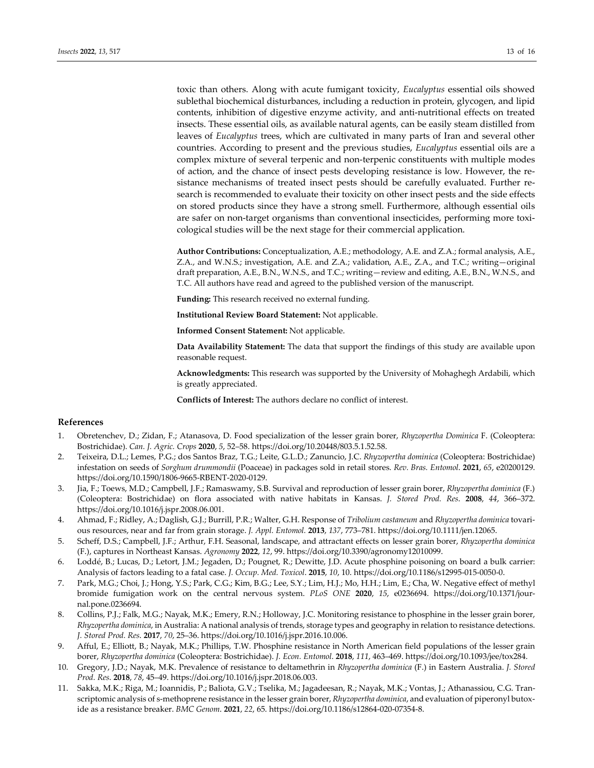toxic than others. Along with acute fumigant toxicity, *Eucalyptus* essential oils showed sublethal biochemical disturbances, including a reduction in protein, glycogen, and lipid contents, inhibition of digestive enzyme activity, and anti-nutritional effects on treated insects. These essential oils, as available natural agents, can be easily steam distilled from leaves of *Eucalyptus* trees, which are cultivated in many parts of Iran and several other countries. According to present and the previous studies, *Eucalyptus* essential oils are a complex mixture of several terpenic and non-terpenic constituents with multiple modes of action, and the chance of insect pests developing resistance is low. However, the resistance mechanisms of treated insect pests should be carefully evaluated. Further research is recommended to evaluate their toxicity on other insect pests and the side effects on stored products since they have a strong smell. Furthermore, although essential oils are safer on non-target organisms than conventional insecticides, performing more toxicological studies will be the next stage for their commercial application.

**Author Contributions:** Conceptualization, A.E.; methodology, A.E. and Z.A.; formal analysis, A.E., Z.A., and W.N.S.; investigation, A.E. and Z.A.; validation, A.E., Z.A., and T.C.; writing—original draft preparation, A.E., B.N., W.N.S., and T.C.; writing—review and editing, A.E., B.N., W.N.S., and T.C. All authors have read and agreed to the published version of the manuscript.

**Funding:** This research received no external funding.

**Institutional Review Board Statement:** Not applicable.

**Informed Consent Statement:** Not applicable.

**Data Availability Statement:** The data that support the findings of this study are available upon reasonable request.

**Acknowledgments:** This research was supported by the University of Mohaghegh Ardabili, which is greatly appreciated.

**Conflicts of Interest:** The authors declare no conflict of interest.

## References

1. Obretenchev, D.; Zidan, F.; Atanasova, D. Food specialization of the lesser grain borer, *Rhyzopertha Dominica* F. (Coleoptera: Bostrichidae). *Can. J. Agric. Crops* **2020**, *5*, 52–58. https://doi.org/10.20448/803.5.1.52.58.
2. Teixeira, D.L.; Lemes, P.G.; dos Santos Braz, T.G.; Leite, G.L.D.; Zanuncio, J.C. *Rhyzopertha dominica* (Coleoptera: Bostrichidae) infestation on seeds of *Sorghum drummondii* (Poaceae) in packages sold in retail stores. *Rev. Bras. Entomol.* **2021**, *65*, e20200129. https://doi.org/10.1590/1806-9665-RBENT-2020-0129.
3. Jia, F.; Toews, M.D.; Campbell, J.F.; Ramaswamy, S.B. Survival and reproduction of lesser grain borer, *Rhyzopertha dominica* (F.) (Coleoptera: Bostrichidae) on flora associated with native habitats in Kansas. *J. Stored Prod. Res.* **2008**, *44*, 366–372. https://doi.org/10.1016/j.jspr.2008.06.001.
4. Ahmad, F.; Ridley, A.; Daglish, G.J.; Burrill, P.R.; Walter, G.H. Response of *Tribolium castaneum* and *Rhyzopertha dominica* tovarious resources, near and far from grain storage. *J. Appl. Entomol.* **2013**, *137*, 773–781. https://doi.org/10.1111/jen.12065.
5. Scheff, D.S.; Campbell, J.F.; Arthur, F.H. Seasonal, landscape, and attractant effects on lesser grain borer, *Rhyzopertha dominica* (F.), captures in Northeast Kansas. *Agronomy* **2022**, *12*, 99. https://doi.org/10.3390/agronomy12010099.
6. Loddé, B.; Lucas, D.; Letort, J.M.; Jegaden, D.; Pougnet, R.; Dewitte, J.D. Acute phosphine poisoning on board a bulk carrier: Analysis of factors leading to a fatal case. *J. Occup. Med. Toxicol.* **2015**, *10*, 10. https://doi.org/10.1186/s12995-015-0050-0.
7. Park, M.G.; Choi, J.; Hong, Y.S.; Park, C.G.; Kim, B.G.; Lee, S.Y.; Lim, H.J.; Mo, H.H.; Lim, E.; Cha, W. Negative effect of methyl bromide fumigation work on the central nervous system. *PLoS ONE* **2020**, *15*, e0236694. https://doi.org/10.1371/journal.pone.0236694.
8. Collins, P.J.; Falk, M.G.; Nayak, M.K.; Emery, R.N.; Holloway, J.C. Monitoring resistance to phosphine in the lesser grain borer, *Rhyzopertha dominica*, in Australia: A national analysis of trends, storage types and geography in relation to resistance detections. *J. Stored Prod. Res.* **2017**, *70*, 25–36. https://doi.org/10.1016/j.jspr.2016.10.006.
9. Afful, E.; Elliott, B.; Nayak, M.K.; Phillips, T.W. Phosphine resistance in North American field populations of the lesser grain borer, *Rhyzopertha dominica* (Coleoptera: Bostrichidae). *J. Econ. Entomol.* **2018**, *111*, 463–469. https://doi.org/10.1093/jee/tox284.
10. Gregory, J.D.; Nayak, M.K. Prevalence of resistance to deltamethrin in *Rhyzopertha dominica* (F.) in Eastern Australia. *J. Stored Prod. Res.* **2018**, *78*, 45–49. https://doi.org/10.1016/j.jspr.2018.06.003.
11. Sakka, M.K.; Riga, M.; Ioannidis, P.; Baliota, G.V.; Tselika, M.; Jagadeesan, R.; Nayak, M.K.; Vontas, J.; Athanassiou, C.G. Transcriptomic analysis of s-methoprene resistance in the lesser grain borer, *Rhyzopertha dominica*, and evaluation of piperonyl butoxide as a resistance breaker. *BMC Genom.* **2021**, *22*, 65. https://doi.org/10.1186/s12864-020-07354-8.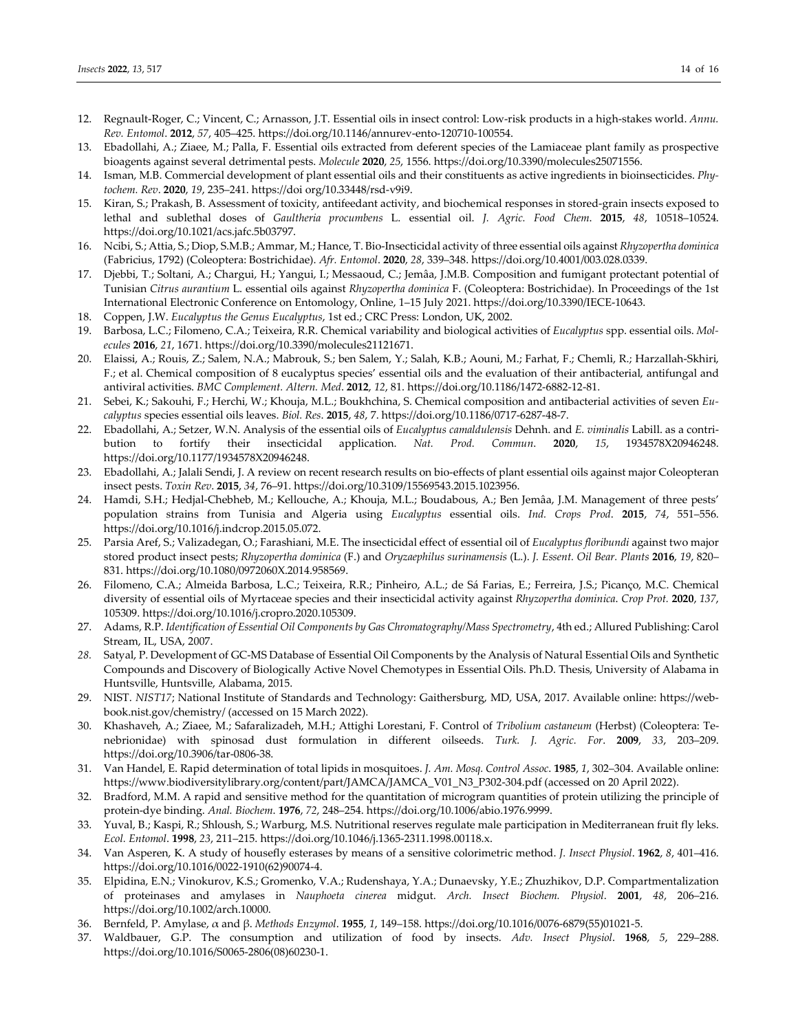12. Regnault-Roger, C.; Vincent, C.; Arnasson, J.T. Essential oils in insect control: Low-risk products in a high-stakes world. *Annu. Rev. Entomol*. **2012**, *57*, 405–425. https://doi.org/10.1146/annurev-ento-120710-100554.
13. Ebadollahi, A.; Ziaee, M.; Palla, F. Essential oils extracted from deferent species of the Lamiaceae plant family as prospective bioagents against several detrimental pests. *Molecule* **2020**, *25*, 1556. https://doi.org/10.3390/molecules25071556.
14. Isman, M.B. Commercial development of plant essential oils and their constituents as active ingredients in bioinsecticides. *Phytochem. Rev*. **2020**, *19*, 235–241. https://doi org/10.33448/rsd-v9i9.
15. Kiran, S.; Prakash, B. Assessment of toxicity, antifeedant activity, and biochemical responses in stored-grain insects exposed to lethal and sublethal doses of *Gaultheria procumbens* L. essential oil. *J. Agric. Food Chem*. **2015**, *48*, 10518–10524. https://doi.org/10.1021/acs.jafc.5b03797.
16. Ncibi, S.; Attia, S.; Diop, S.M.B.; Ammar, M.; Hance, T. Bio-Insecticidal activity of three essential oils against *Rhyzopertha dominica* (Fabricius, 1792) (Coleoptera: Bostrichidae). *Afr. Entomol*. **2020**, *28*, 339–348. https://doi.org/10.4001/003.028.0339.
17. Djebbi, T.; Soltani, A.; Chargui, H.; Yangui, I.; Messaoud, C.; Jemâa, J.M.B. Composition and fumigant protectant potential of Tunisian *Citrus aurantium* L. essential oils against *Rhyzopertha dominica* F. (Coleoptera: Bostrichidae). In Proceedings of the 1st International Electronic Conference on Entomology, Online, 1–15 July 2021. https://doi.org/10.3390/IECE-10643.
18. Coppen, J.W. *Eucalyptus the Genus Eucalyptus*, 1st ed.; CRC Press: London, UK, 2002.
19. Barbosa, L.C.; Filomeno, C.A.; Teixeira, R.R. Chemical variability and biological activities of *Eucalyptus* spp. essential oils. *Molecules* **2016**, *21*, 1671. https://doi.org/10.3390/molecules21121671.
20. Elaissi, A.; Rouis, Z.; Salem, N.A.; Mabrouk, S.; ben Salem, Y.; Salah, K.B.; Aouni, M.; Farhat, F.; Chemli, R.; Harzallah-Skhiri, F.; et al. Chemical composition of 8 eucalyptus species' essential oils and the evaluation of their antibacterial, antifungal and antiviral activities. *BMC Complement. Altern. Med*. **2012**, *12*, 81. https://doi.org/10.1186/1472-6882-12-81.
21. Sebei, K.; Sakouhi, F.; Herchi, W.; Khouja, M.L.; Boukhchina, S. Chemical composition and antibacterial activities of seven *Eucalyptus* species essential oils leaves. *Biol. Res*. **2015**, *48*, 7. https://doi.org/10.1186/0717-6287-48-7.
22. Ebadollahi, A.; Setzer, W.N. Analysis of the essential oils of *Eucalyptus camaldulensis* Dehnh. and *E. viminalis* Labill. as a contribution to fortify their insecticidal application. *Nat. Prod. Commun*. **2020**, *15*, 1934578X20946248. https://doi.org/10.1177/1934578X20946248.
23. Ebadollahi, A.; Jalali Sendi, J. A review on recent research results on bio-effects of plant essential oils against major Coleopteran insect pests. *Toxin Rev*. **2015**, *34*, 76–91. https://doi.org/10.3109/15569543.2015.1023956.
24. Hamdi, S.H.; Hedjal-Chebheb, M.; Kellouche, A.; Khouja, M.L.; Boudabous, A.; Ben Jemâa, J.M. Management of three pests' population strains from Tunisia and Algeria using *Eucalyptus* essential oils. *Ind. Crops Prod*. **2015**, *74*, 551–556. https://doi.org/10.1016/j.indcrop.2015.05.072.
25. Parsia Aref, S.; Valizadegan, O.; Farashiani, M.E. The insecticidal effect of essential oil of *Eucalyptus floribundi* against two major stored product insect pests; *Rhyzopertha dominica* (F.) and *Oryzaephilus surinamensis* (L.). *J. Essent. Oil Bear. Plants* **2016**, *19*, 820–831. https://doi.org/10.1080/0972060X.2014.958569.
26. Filomeno, C.A.; Almeida Barbosa, L.C.; Teixeira, R.R.; Pinheiro, A.L.; de Sá Farias, E.; Ferreira, J.S.; Picanço, M.C. Chemical diversity of essential oils of Myrtaceae species and their insecticidal activity against *Rhyzopertha dominica*. *Crop Prot*. **2020**, *137*, 105309. https://doi.org/10.1016/j.cropro.2020.105309.
27. Adams, R.P. *Identification of Essential Oil Components by Gas Chromatography/Mass Spectrometry*, 4th ed.; Allured Publishing: Carol Stream, IL, USA, 2007.
28. Satyal, P. Development of GC-MS Database of Essential Oil Components by the Analysis of Natural Essential Oils and Synthetic Compounds and Discovery of Biologically Active Novel Chemotypes in Essential Oils. Ph.D. Thesis, University of Alabama in Huntsville, Huntsville, Alabama, 2015.
29. NIST. *NIST17*; National Institute of Standards and Technology: Gaithersburg, MD, USA, 2017. Available online: https://webbook.nist.gov/chemistry/ (accessed on 15 March 2022).
30. Khashaveh, A.; Ziaee, M.; Safaralizadeh, M.H.; Attighi Lorestani, F. Control of *Tribolium castaneum* (Herbst) (Coleoptera: Tenebrionidae) with spinosad dust formulation in different oilseeds. *Turk. J. Agric. For*. **2009**, *33*, 203–209. https://doi.org/10.3906/tar-0806-38.
31. Van Handel, E. Rapid determination of total lipids in mosquitoes. *J. Am. Mosq. Control Assoc*. **1985**, *1*, 302–304. Available online: https://www.biodiversitylibrary.org/content/part/JAMCA/JAMCA_V01_N3_P302-304.pdf (accessed on 20 April 2022).
32. Bradford, M.M. A rapid and sensitive method for the quantitation of microgram quantities of protein utilizing the principle of protein-dye binding. *Anal. Biochem*. **1976**, *72*, 248–254. https://doi.org/10.1006/abio.1976.9999.
33. Yuval, B.; Kaspi, R.; Shloush, S.; Warburg, M.S. Nutritional reserves regulate male participation in Mediterranean fruit fly leks. *Ecol. Entomol*. **1998**, *23*, 211–215. https://doi.org/10.1046/j.1365-2311.1998.00118.x.
34. Van Asperen, K. A study of housefly esterases by means of a sensitive colorimetric method. *J. Insect Physiol*. **1962**, *8*, 401–416. https://doi.org/10.1016/0022-1910(62)90074-4.
35. Elpidina, E.N.; Vinokurov, K.S.; Gromenko, V.A.; Rudenshaya, Y.A.; Dunaevsky, Y.E.; Zhuzhikov, D.P. Compartmentalization of proteinases and amylases in *Nauphoeta cinerea* midgut. *Arch. Insect Biochem. Physiol*. **2001**, *48*, 206–216. https://doi.org/10.1002/arch.10000.
36. Bernfeld, P. Amylase, α and β. *Methods Enzymol*. **1955**, *1*, 149–158. https://doi.org/10.1016/0076-6879(55)01021-5.
37. Waldbauer, G.P. The consumption and utilization of food by insects. *Adv. Insect Physiol*. **1968**, *5*, 229–288. https://doi.org/10.1016/S0065-2806(08)60230-1.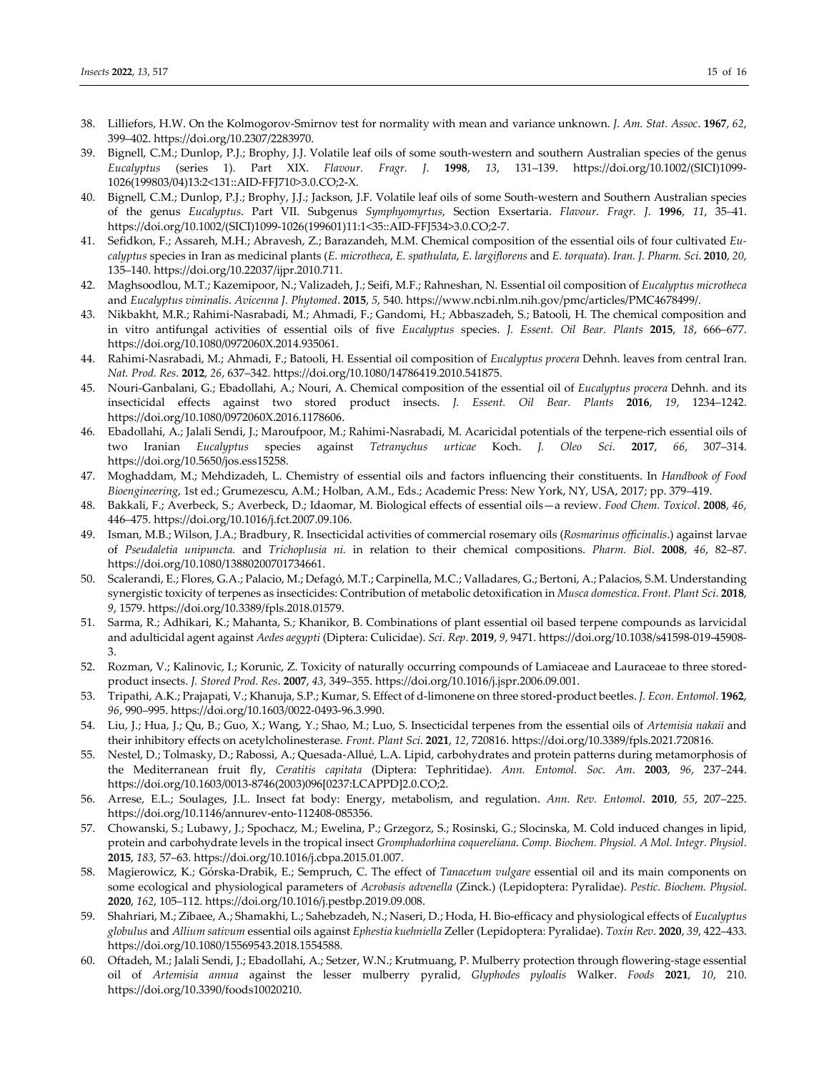38. Lilliefors, H.W. On the Kolmogorov-Smirnov test for normality with mean and variance unknown. *J. Am. Stat. Assoc*. **1967**, *62*, 399–402. https://doi.org/10.2307/2283970.
39. Bignell, C.M.; Dunlop, P.J.; Brophy, J.J. Volatile leaf oils of some south-western and southern Australian species of the genus *Eucalyptus* (series 1). Part XIX. *Flavour. Fragr. J*. **1998**, *13*, 131–139. https://doi.org/10.1002/(SICI)1099-1026(199803/04)13:2<131::AID-FFJ710>3.0.CO;2-X.
40. Bignell, C.M.; Dunlop, P.J.; Brophy, J.J.; Jackson, J.F. Volatile leaf oils of some South-western and Southern Australian species of the genus *Eucalyptus*. Part VII. Subgenus *Symphyomyrtus*, Section Exsertaria. *Flavour. Fragr. J*. **1996**, *11*, 35–41. https://doi.org/10.1002/(SICI)1099-1026(199601)11:1<35::AID-FFJ534>3.0.CO;2-7.
41. Sefidkon, F.; Assareh, M.H.; Abravesh, Z.; Barazandeh, M.M. Chemical composition of the essential oils of four cultivated *Eucalyptus* species in Iran as medicinal plants (*E. microtheca*, *E. spathulata*, *E. largiflorens* and *E. torquata*). *Iran. J. Pharm. Sci*. **2010**, *20*, 135–140. https://doi.org/10.22037/ijpr.2010.711.
42. Maghsoodlou, M.T.; Kazemipoor, N.; Valizadeh, J.; Seifi, M.F.; Rahneshan, N. Essential oil composition of *Eucalyptus microtheca* and *Eucalyptus viminalis*. *Avicenna J. Phytomed*. **2015**, *5*, 540. https://www.ncbi.nlm.nih.gov/pmc/articles/PMC4678499/.
43. Nikbakht, M.R.; Rahimi-Nasrabadi, M.; Ahmadi, F.; Gandomi, H.; Abbaszadeh, S.; Batooli, H. The chemical composition and in vitro antifungal activities of essential oils of five *Eucalyptus* species. *J. Essent. Oil Bear. Plants* **2015**, *18*, 666–677. https://doi.org/10.1080/0972060X.2014.935061.
44. Rahimi-Nasrabadi, M.; Ahmadi, F.; Batooli, H. Essential oil composition of *Eucalyptus procera* Dehnh. leaves from central Iran. *Nat. Prod. Res*. **2012**, *26*, 637–342. https://doi.org/10.1080/14786419.2010.541875.
45. Nouri-Ganbalani, G.; Ebadollahi, A.; Nouri, A. Chemical composition of the essential oil of *Eucalyptus procera* Dehnh. and its insecticidal effects against two stored product insects. *J. Essent. Oil Bear. Plants* **2016**, *19*, 1234–1242. https://doi.org/10.1080/0972060X.2016.1178606.
46. Ebadollahi, A.; Jalali Sendi, J.; Maroufpoor, M.; Rahimi-Nasrabadi, M. Acaricidal potentials of the terpene-rich essential oils of two Iranian *Eucalyptus* species against *Tetranychus urticae* Koch. *J. Oleo Sci*. **2017**, *66*, 307–314. https://doi.org/10.5650/jos.ess15258.
47. Moghaddam, M.; Mehdizadeh, L. Chemistry of essential oils and factors influencing their constituents. In *Handbook of Food Bioengineering*, 1st ed.; Grumezescu, A.M.; Holban, A.M., Eds.; Academic Press: New York, NY, USA, 2017; pp. 379–419.
48. Bakkali, F.; Averbeck, S.; Averbeck, D.; Idaomar, M. Biological effects of essential oils—a review. *Food Chem. Toxicol*. **2008**, *46*, 446–475. https://doi.org/10.1016/j.fct.2007.09.106.
49. Isman, M.B.; Wilson, J.A.; Bradbury, R. Insecticidal activities of commercial rosemary oils (*Rosmarinus officinalis*.) against larvae of *Pseudaletia unipuncta.* and *Trichoplusia ni.* in relation to their chemical compositions. *Pharm. Biol*. **2008**, *46*, 82–87. https://doi.org/10.1080/13880200701734661.
50. Scalerandi, E.; Flores, G.A.; Palacio, M.; Defagó, M.T.; Carpinella, M.C.; Valladares, G.; Bertoni, A.; Palacios, S.M. Understanding synergistic toxicity of terpenes as insecticides: Contribution of metabolic detoxification in *Musca domestica*. *Front. Plant Sci*. **2018**, *9*, 1579. https://doi.org/10.3389/fpls.2018.01579.
51. Sarma, R.; Adhikari, K.; Mahanta, S.; Khanikor, B. Combinations of plant essential oil based terpene compounds as larvicidal and adulticidal agent against *Aedes aegypti* (Diptera: Culicidae). *Sci. Rep*. **2019**, *9*, 9471. https://doi.org/10.1038/s41598-019-45908-3.
52. Rozman, V.; Kalinovic, I.; Korunic, Z. Toxicity of naturally occurring compounds of Lamiaceae and Lauraceae to three stored-product insects. *J. Stored Prod. Res*. **2007**, *43*, 349–355. https://doi.org/10.1016/j.jspr.2006.09.001.
53. Tripathi, A.K.; Prajapati, V.; Khanuja, S.P.; Kumar, S. Effect of d-limonene on three stored-product beetles. *J. Econ. Entomol*. **1962**, *96*, 990–995. https://doi.org/10.1603/0022-0493-96.3.990.
54. Liu, J.; Hua, J.; Qu, B.; Guo, X.; Wang, Y.; Shao, M.; Luo, S. Insecticidal terpenes from the essential oils of *Artemisia nakaii* and their inhibitory effects on acetylcholinesterase. *Front. Plant Sci*. **2021**, *12*, 720816. https://doi.org/10.3389/fpls.2021.720816.
55. Nestel, D.; Tolmasky, D.; Rabossi, A.; Quesada-Allué, L.A. Lipid, carbohydrates and protein patterns during metamorphosis of the Mediterranean fruit fly, *Ceratitis capitata* (Diptera: Tephritidae). *Ann. Entomol. Soc. Am*. **2003**, *96*, 237–244. https://doi.org/10.1603/0013-8746(2003)096[0237:LCAPPD]2.0.CO;2.
56. Arrese, E.L.; Soulages, J.L. Insect fat body: Energy, metabolism, and regulation. *Ann. Rev. Entomol*. **2010**, *55*, 207–225. https://doi.org/10.1146/annurev-ento-112408-085356.
57. Chowanski, S.; Lubawy, J.; Spochacz, M.; Ewelina, P.; Grzegorz, S.; Rosinski, G.; Slocinska, M. Cold induced changes in lipid, protein and carbohydrate levels in the tropical insect *Gromphadorhina coquereliana*. *Comp. Biochem. Physiol. A Mol. Integr. Physiol*. **2015**, *183*, 57–63. https://doi.org/10.1016/j.cbpa.2015.01.007.
58. Magierowicz, K.; Górska-Drabik, E.; Sempruch, C. The effect of *Tanacetum vulgare* essential oil and its main components on some ecological and physiological parameters of *Acrobasis advenella* (Zinck.) (Lepidoptera: Pyralidae). *Pestic. Biochem. Physiol*. **2020**, *162*, 105–112. https://doi.org/10.1016/j.pestbp.2019.09.008.
59. Shahriari, M.; Zibaee, A.; Shamakhi, L.; Sahebzadeh, N.; Naseri, D.; Hoda, H. Bio-efficacy and physiological effects of *Eucalyptus globulus* and *Allium sativum* essential oils against *Ephestia kuehniella* Zeller (Lepidoptera: Pyralidae). *Toxin Rev*. **2020**, *39*, 422–433. https://doi.org/10.1080/15569543.2018.1554588.
60. Oftadeh, M.; Jalali Sendi, J.; Ebadollahi, A.; Setzer, W.N.; Krutmuang, P. Mulberry protection through flowering-stage essential oil of *Artemisia annua* against the lesser mulberry pyralid, *Glyphodes pyloalis* Walker. *Foods* **2021**, *10*, 210. https://doi.org/10.3390/foods10020210.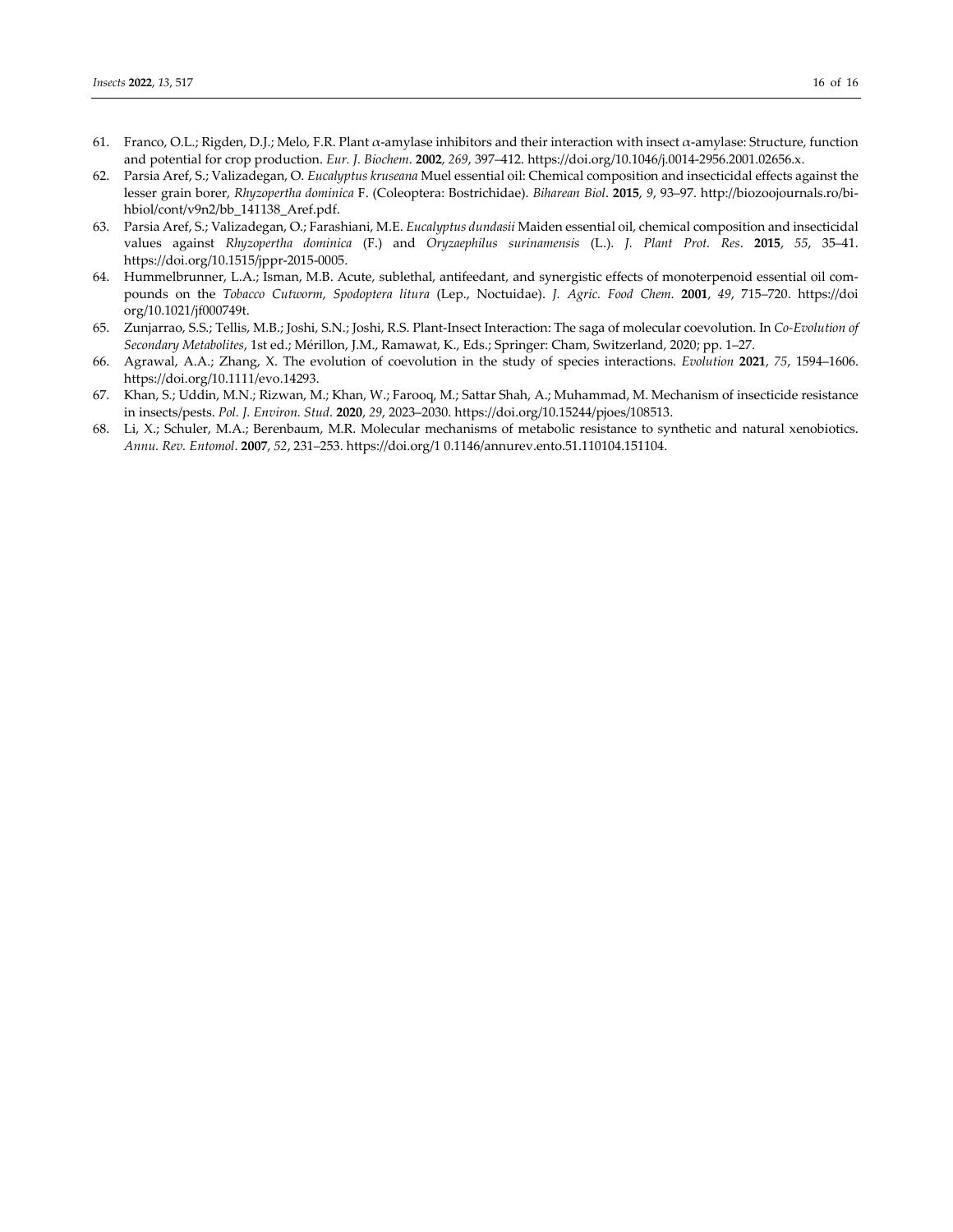61. Franco, O.L.; Rigden, D.J.; Melo, F.R. Plant α-amylase inhibitors and their interaction with insect α-amylase: Structure, function and potential for crop production. *Eur. J. Biochem*. **2002**, *269*, 397–412. https://doi.org/10.1046/j.0014-2956.2001.02656.x.
62. Parsia Aref, S.; Valizadegan, O. *Eucalyptus kruseana* Muel essential oil: Chemical composition and insecticidal effects against the lesser grain borer, *Rhyzopertha dominica* F. (Coleoptera: Bostrichidae). *Biharean Biol*. **2015**, *9*, 93–97. http://biozoojournals.ro/bihbiol/cont/v9n2/bb_141138_Aref.pdf.
63. Parsia Aref, S.; Valizadegan, O.; Farashiani, M.E. *Eucalyptus dundasii* Maiden essential oil, chemical composition and insecticidal values against *Rhyzopertha dominica* (F.) and *Oryzaephilus surinamensis* (L.). *J. Plant Prot. Res*. **2015**, *55*, 35–41. https://doi.org/10.1515/jppr-2015-0005.
64. Hummelbrunner, L.A.; Isman, M.B. Acute, sublethal, antifeedant, and synergistic effects of monoterpenoid essential oil compounds on the *Tobacco Cutworm*, *Spodoptera litura* (Lep., Noctuidae). *J. Agric. Food Chem*. **2001**, *49*, 715–720. https://doi org/10.1021/jf000749t.
65. Zunjarrao, S.S.; Tellis, M.B.; Joshi, S.N.; Joshi, R.S. Plant-Insect Interaction: The saga of molecular coevolution. In *Co-Evolution of Secondary Metabolites*, 1st ed.; Mérillon, J.M., Ramawat, K., Eds.; Springer: Cham, Switzerland, 2020; pp. 1–27.
66. Agrawal, A.A.; Zhang, X. The evolution of coevolution in the study of species interactions. *Evolution* **2021**, *75*, 1594–1606. https://doi.org/10.1111/evo.14293.
67. Khan, S.; Uddin, M.N.; Rizwan, M.; Khan, W.; Farooq, M.; Sattar Shah, A.; Muhammad, M. Mechanism of insecticide resistance in insects/pests. *Pol. J. Environ. Stud*. **2020**, *29*, 2023–2030. https://doi.org/10.15244/pjoes/108513.
68. Li, X.; Schuler, M.A.; Berenbaum, M.R. Molecular mechanisms of metabolic resistance to synthetic and natural xenobiotics. *Annu. Rev. Entomol*. **2007**, *52*, 231–253. https://doi.org/1 0.1146/annurev.ento.51.110104.151104.